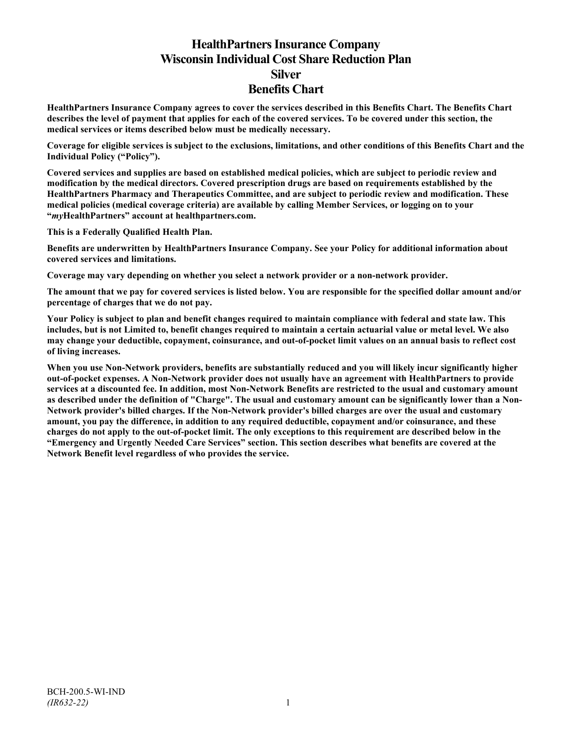# HealthPartners Insurance Company
# Wisconsin Individual Cost Share Reduction Plan
# Silver
# Benefits Chart

**HealthPartners Insurance Company agrees to cover the services described in this Benefits Chart. The Benefits Chart describes the level of payment that applies for each of the covered services. To be covered under this section, the medical services or items described below must be medically necessary.**

**Coverage for eligible services is subject to the exclusions, limitations, and other conditions of this Benefits Chart and the Individual Policy ("Policy").**

**Covered services and supplies are based on established medical policies, which are subject to periodic review and modification by the medical directors. Covered prescription drugs are based on requirements established by the HealthPartners Pharmacy and Therapeutics Committee, and are subject to periodic review and modification. These medical policies (medical coverage criteria) are available by calling Member Services, or logging on to your "*my*HealthPartners" account at healthpartners.com.**

**This is a Federally Qualified Health Plan.**

**Benefits are underwritten by HealthPartners Insurance Company. See your Policy for additional information about covered services and limitations.**

**Coverage may vary depending on whether you select a network provider or a non-network provider.**

**The amount that we pay for covered services is listed below. You are responsible for the specified dollar amount and/or percentage of charges that we do not pay.**

**Your Policy is subject to plan and benefit changes required to maintain compliance with federal and state law. This includes, but is not Limited to, benefit changes required to maintain a certain actuarial value or metal level. We also may change your deductible, copayment, coinsurance, and out-of-pocket limit values on an annual basis to reflect cost of living increases.**

**When you use Non-Network providers, benefits are substantially reduced and you will likely incur significantly higher out-of-pocket expenses. A Non-Network provider does not usually have an agreement with HealthPartners to provide services at a discounted fee. In addition, most Non-Network Benefits are restricted to the usual and customary amount as described under the definition of "Charge". The usual and customary amount can be significantly lower than a Non-Network provider's billed charges. If the Non-Network provider's billed charges are over the usual and customary amount, you pay the difference, in addition to any required deductible, copayment and/or coinsurance, and these charges do not apply to the out-of-pocket limit. The only exceptions to this requirement are described below in the "Emergency and Urgently Needed Care Services" section. This section describes what benefits are covered at the Network Benefit level regardless of who provides the service.**

BCH-200.5-WI-IND
*(IR632-22)*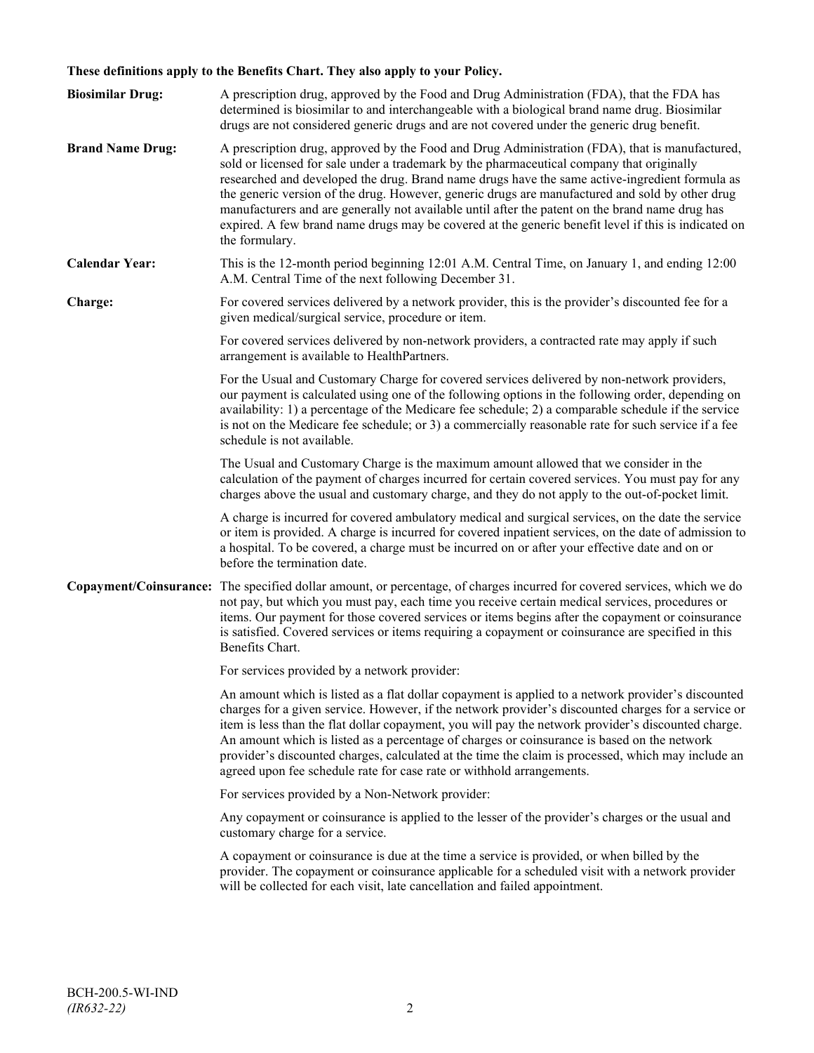**These definitions apply to the Benefits Chart. They also apply to your Policy.**

**Biosimilar Drug:** A prescription drug, approved by the Food and Drug Administration (FDA), that the FDA has determined is biosimilar to and interchangeable with a biological brand name drug. Biosimilar drugs are not considered generic drugs and are not covered under the generic drug benefit.

**Brand Name Drug:** A prescription drug, approved by the Food and Drug Administration (FDA), that is manufactured, sold or licensed for sale under a trademark by the pharmaceutical company that originally researched and developed the drug. Brand name drugs have the same active-ingredient formula as the generic version of the drug. However, generic drugs are manufactured and sold by other drug manufacturers and are generally not available until after the patent on the brand name drug has expired. A few brand name drugs may be covered at the generic benefit level if this is indicated on the formulary.

**Calendar Year:** This is the 12-month period beginning 12:01 A.M. Central Time, on January 1, and ending 12:00 A.M. Central Time of the next following December 31.

**Charge:** For covered services delivered by a network provider, this is the provider's discounted fee for a given medical/surgical service, procedure or item.

For covered services delivered by non-network providers, a contracted rate may apply if such arrangement is available to HealthPartners.

For the Usual and Customary Charge for covered services delivered by non-network providers, our payment is calculated using one of the following options in the following order, depending on availability: 1) a percentage of the Medicare fee schedule; 2) a comparable schedule if the service is not on the Medicare fee schedule; or 3) a commercially reasonable rate for such service if a fee schedule is not available.

The Usual and Customary Charge is the maximum amount allowed that we consider in the calculation of the payment of charges incurred for certain covered services. You must pay for any charges above the usual and customary charge, and they do not apply to the out-of-pocket limit.

A charge is incurred for covered ambulatory medical and surgical services, on the date the service or item is provided. A charge is incurred for covered inpatient services, on the date of admission to a hospital. To be covered, a charge must be incurred on or after your effective date and on or before the termination date.

**Copayment/Coinsurance:** The specified dollar amount, or percentage, of charges incurred for covered services, which we do not pay, but which you must pay, each time you receive certain medical services, procedures or items. Our payment for those covered services or items begins after the copayment or coinsurance is satisfied. Covered services or items requiring a copayment or coinsurance are specified in this Benefits Chart.

For services provided by a network provider:

An amount which is listed as a flat dollar copayment is applied to a network provider's discounted charges for a given service. However, if the network provider's discounted charges for a service or item is less than the flat dollar copayment, you will pay the network provider's discounted charge. An amount which is listed as a percentage of charges or coinsurance is based on the network provider's discounted charges, calculated at the time the claim is processed, which may include an agreed upon fee schedule rate for case rate or withhold arrangements.

For services provided by a Non-Network provider:

Any copayment or coinsurance is applied to the lesser of the provider's charges or the usual and customary charge for a service.

A copayment or coinsurance is due at the time a service is provided, or when billed by the provider. The copayment or coinsurance applicable for a scheduled visit with a network provider will be collected for each visit, late cancellation and failed appointment.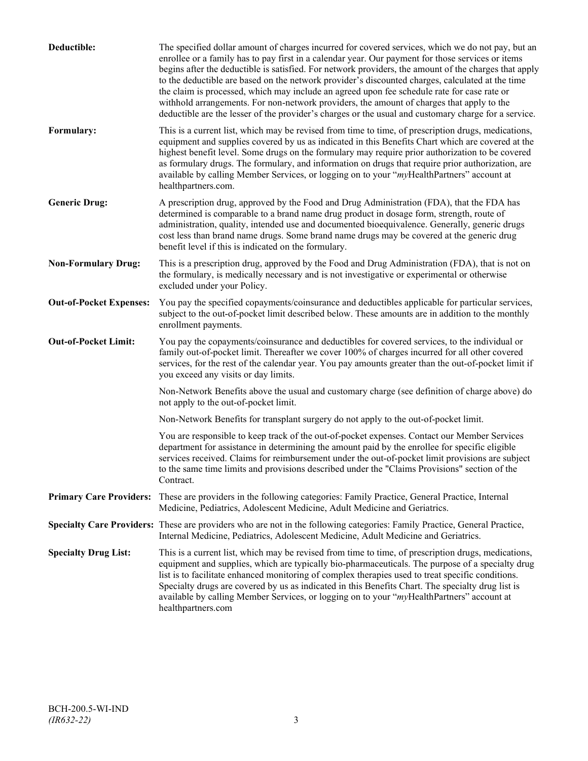**Deductible:** The specified dollar amount of charges incurred for covered services, which we do not pay, but an enrollee or a family has to pay first in a calendar year. Our payment for those services or items begins after the deductible is satisfied. For network providers, the amount of the charges that apply to the deductible are based on the network provider's discounted charges, calculated at the time the claim is processed, which may include an agreed upon fee schedule rate for case rate or withhold arrangements. For non-network providers, the amount of charges that apply to the deductible are the lesser of the provider's charges or the usual and customary charge for a service.

**Formulary:** This is a current list, which may be revised from time to time, of prescription drugs, medications, equipment and supplies covered by us as indicated in this Benefits Chart which are covered at the highest benefit level. Some drugs on the formulary may require prior authorization to be covered as formulary drugs. The formulary, and information on drugs that require prior authorization, are available by calling Member Services, or logging on to your "*my*HealthPartners" account at healthpartners.com.

**Generic Drug:** A prescription drug, approved by the Food and Drug Administration (FDA), that the FDA has determined is comparable to a brand name drug product in dosage form, strength, route of administration, quality, intended use and documented bioequivalence. Generally, generic drugs cost less than brand name drugs. Some brand name drugs may be covered at the generic drug benefit level if this is indicated on the formulary.

**Non-Formulary Drug:** This is a prescription drug, approved by the Food and Drug Administration (FDA), that is not on the formulary, is medically necessary and is not investigative or experimental or otherwise excluded under your Policy.

**Out-of-Pocket Expenses:** You pay the specified copayments/coinsurance and deductibles applicable for particular services, subject to the out-of-pocket limit described below. These amounts are in addition to the monthly enrollment payments.

**Out-of-Pocket Limit:** You pay the copayments/coinsurance and deductibles for covered services, to the individual or family out-of-pocket limit. Thereafter we cover 100% of charges incurred for all other covered services, for the rest of the calendar year. You pay amounts greater than the out-of-pocket limit if you exceed any visits or day limits.

Non-Network Benefits above the usual and customary charge (see definition of charge above) do not apply to the out-of-pocket limit.

Non-Network Benefits for transplant surgery do not apply to the out-of-pocket limit.

You are responsible to keep track of the out-of-pocket expenses. Contact our Member Services department for assistance in determining the amount paid by the enrollee for specific eligible services received. Claims for reimbursement under the out-of-pocket limit provisions are subject to the same time limits and provisions described under the "Claims Provisions" section of the Contract.

**Primary Care Providers:** These are providers in the following categories: Family Practice, General Practice, Internal Medicine, Pediatrics, Adolescent Medicine, Adult Medicine and Geriatrics.

**Specialty Care Providers:** These are providers who are not in the following categories: Family Practice, General Practice, Internal Medicine, Pediatrics, Adolescent Medicine, Adult Medicine and Geriatrics.

**Specialty Drug List:** This is a current list, which may be revised from time to time, of prescription drugs, medications, equipment and supplies, which are typically bio-pharmaceuticals. The purpose of a specialty drug list is to facilitate enhanced monitoring of complex therapies used to treat specific conditions. Specialty drugs are covered by us as indicated in this Benefits Chart. The specialty drug list is available by calling Member Services, or logging on to your "*my*HealthPartners" account at healthpartners.com

BCH-200.5-WI-IND
*(IR632-22)*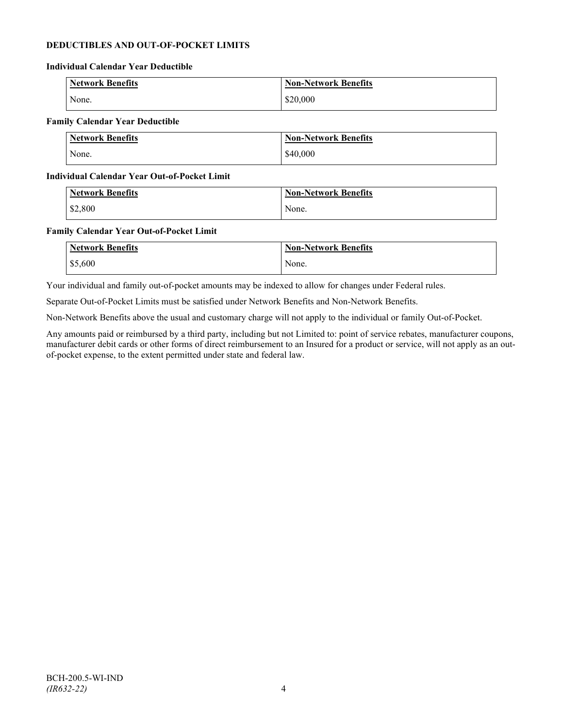### DEDUCTIBLES AND OUT-OF-POCKET LIMITS

**Individual Calendar Year Deductible**

| Network Benefits | Non-Network Benefits |
| --- | --- |
| None. | $20,000 |

**Family Calendar Year Deductible**

| Network Benefits | Non-Network Benefits |
| --- | --- |
| None. | $40,000 |

**Individual Calendar Year Out-of-Pocket Limit**

| Network Benefits | Non-Network Benefits |
| --- | --- |
| $2,800 | None. |

**Family Calendar Year Out-of-Pocket Limit**

| Network Benefits | Non-Network Benefits |
| --- | --- |
| $5,600 | None. |

Your individual and family out-of-pocket amounts may be indexed to allow for changes under Federal rules.

Separate Out-of-Pocket Limits must be satisfied under Network Benefits and Non-Network Benefits.

Non-Network Benefits above the usual and customary charge will not apply to the individual or family Out-of-Pocket.

Any amounts paid or reimbursed by a third party, including but not Limited to: point of service rebates, manufacturer coupons, manufacturer debit cards or other forms of direct reimbursement to an Insured for a product or service, will not apply as an out-of-pocket expense, to the extent permitted under state and federal law.

BCH-200.5-WI-IND
*(IR632-22)*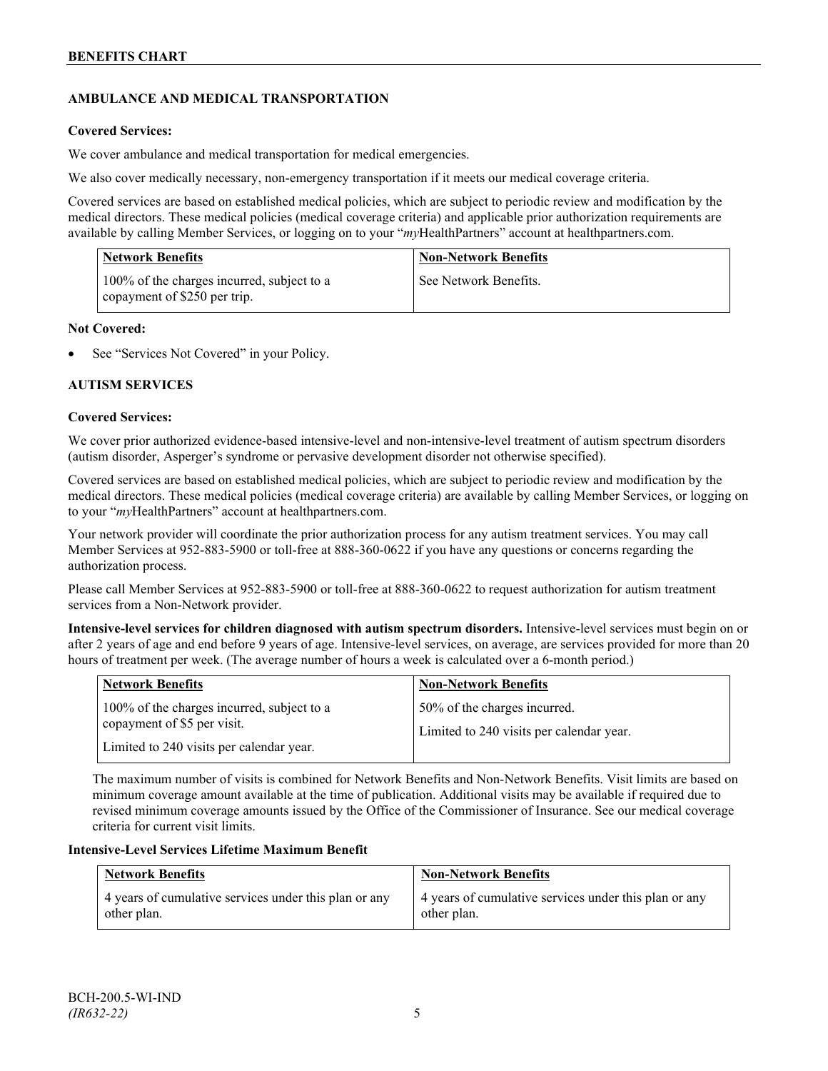## AMBULANCE AND MEDICAL TRANSPORTATION

**Covered Services:**

We cover ambulance and medical transportation for medical emergencies.

We also cover medically necessary, non-emergency transportation if it meets our medical coverage criteria.

Covered services are based on established medical policies, which are subject to periodic review and modification by the medical directors. These medical policies (medical coverage criteria) and applicable prior authorization requirements are available by calling Member Services, or logging on to your "*my*HealthPartners" account at healthpartners.com.

| Network Benefits | Non-Network Benefits |
|---|---|
| 100% of the charges incurred, subject to a copayment of $250 per trip. | See Network Benefits. |

**Not Covered:**

- See "Services Not Covered" in your Policy.

## AUTISM SERVICES

**Covered Services:**

We cover prior authorized evidence-based intensive-level and non-intensive-level treatment of autism spectrum disorders (autism disorder, Asperger's syndrome or pervasive development disorder not otherwise specified).

Covered services are based on established medical policies, which are subject to periodic review and modification by the medical directors. These medical policies (medical coverage criteria) are available by calling Member Services, or logging on to your "*my*HealthPartners" account at healthpartners.com.

Your network provider will coordinate the prior authorization process for any autism treatment services. You may call Member Services at 952-883-5900 or toll-free at 888-360-0622 if you have any questions or concerns regarding the authorization process.

Please call Member Services at 952-883-5900 or toll-free at 888-360-0622 to request authorization for autism treatment services from a Non-Network provider.

**Intensive-level services for children diagnosed with autism spectrum disorders.** Intensive-level services must begin on or after 2 years of age and end before 9 years of age. Intensive-level services, on average, are services provided for more than 20 hours of treatment per week. (The average number of hours a week is calculated over a 6-month period.)

| Network Benefits | Non-Network Benefits |
|---|---|
| 100% of the charges incurred, subject to a copayment of $5 per visit.<br><br>Limited to 240 visits per calendar year. | 50% of the charges incurred.<br><br>Limited to 240 visits per calendar year. |

The maximum number of visits is combined for Network Benefits and Non-Network Benefits. Visit limits are based on minimum coverage amount available at the time of publication. Additional visits may be available if required due to revised minimum coverage amounts issued by the Office of the Commissioner of Insurance. See our medical coverage criteria for current visit limits.

**Intensive-Level Services Lifetime Maximum Benefit**

| Network Benefits | Non-Network Benefits |
|---|---|
| 4 years of cumulative services under this plan or any other plan. | 4 years of cumulative services under this plan or any other plan. |

BCH-200.5-WI-IND
*(IR632-22)*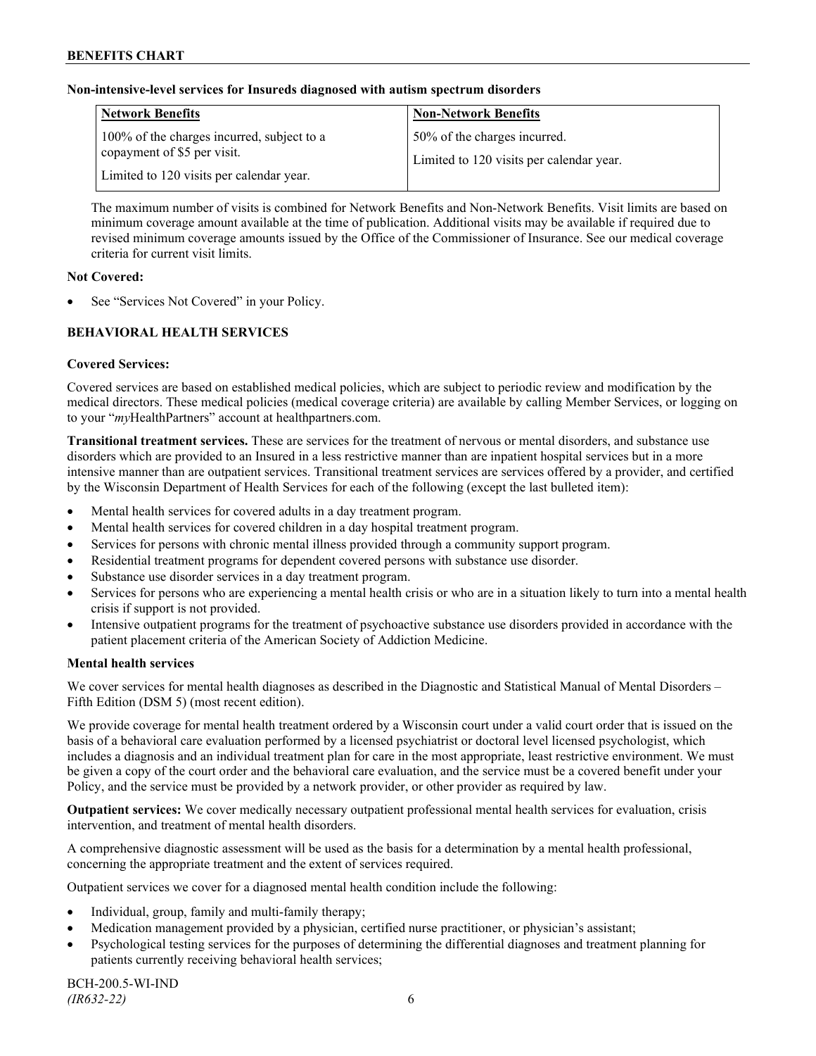**Non-intensive-level services for Insureds diagnosed with autism spectrum disorders**

| Network Benefits | Non-Network Benefits |
| --- | --- |
| 100% of the charges incurred, subject to a copayment of $5 per visit.<br><br>Limited to 120 visits per calendar year. | 50% of the charges incurred.<br><br>Limited to 120 visits per calendar year. |

The maximum number of visits is combined for Network Benefits and Non-Network Benefits. Visit limits are based on minimum coverage amount available at the time of publication. Additional visits may be available if required due to revised minimum coverage amounts issued by the Office of the Commissioner of Insurance. See our medical coverage criteria for current visit limits.

**Not Covered:**

- See "Services Not Covered" in your Policy.

## BEHAVIORAL HEALTH SERVICES

**Covered Services:**

Covered services are based on established medical policies, which are subject to periodic review and modification by the medical directors. These medical policies (medical coverage criteria) are available by calling Member Services, or logging on to your "*my*HealthPartners" account at healthpartners.com.

**Transitional treatment services.** These are services for the treatment of nervous or mental disorders, and substance use disorders which are provided to an Insured in a less restrictive manner than are inpatient hospital services but in a more intensive manner than are outpatient services. Transitional treatment services are services offered by a provider, and certified by the Wisconsin Department of Health Services for each of the following (except the last bulleted item):

- Mental health services for covered adults in a day treatment program.
- Mental health services for covered children in a day hospital treatment program.
- Services for persons with chronic mental illness provided through a community support program.
- Residential treatment programs for dependent covered persons with substance use disorder.
- Substance use disorder services in a day treatment program.
- Services for persons who are experiencing a mental health crisis or who are in a situation likely to turn into a mental health crisis if support is not provided.
- Intensive outpatient programs for the treatment of psychoactive substance use disorders provided in accordance with the patient placement criteria of the American Society of Addiction Medicine.

**Mental health services**

We cover services for mental health diagnoses as described in the Diagnostic and Statistical Manual of Mental Disorders – Fifth Edition (DSM 5) (most recent edition).

We provide coverage for mental health treatment ordered by a Wisconsin court under a valid court order that is issued on the basis of a behavioral care evaluation performed by a licensed psychiatrist or doctoral level licensed psychologist, which includes a diagnosis and an individual treatment plan for care in the most appropriate, least restrictive environment. We must be given a copy of the court order and the behavioral care evaluation, and the service must be a covered benefit under your Policy, and the service must be provided by a network provider, or other provider as required by law.

**Outpatient services:** We cover medically necessary outpatient professional mental health services for evaluation, crisis intervention, and treatment of mental health disorders.

A comprehensive diagnostic assessment will be used as the basis for a determination by a mental health professional, concerning the appropriate treatment and the extent of services required.

Outpatient services we cover for a diagnosed mental health condition include the following:

- Individual, group, family and multi-family therapy;
- Medication management provided by a physician, certified nurse practitioner, or physician's assistant;
- Psychological testing services for the purposes of determining the differential diagnoses and treatment planning for patients currently receiving behavioral health services;

BCH-200.5-WI-IND
*(IR632-22)*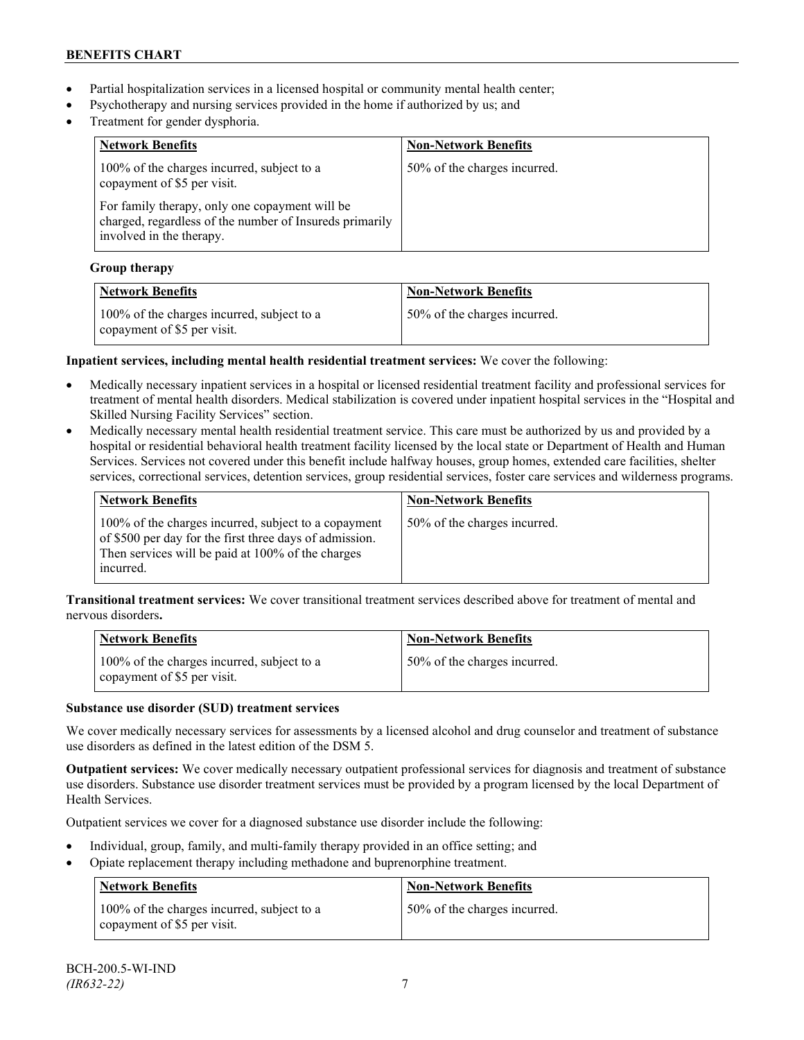- Partial hospitalization services in a licensed hospital or community mental health center;
- Psychotherapy and nursing services provided in the home if authorized by us; and
- Treatment for gender dysphoria.

| Network Benefits | Non-Network Benefits |
| --- | --- |
| 100% of the charges incurred, subject to a copayment of $5 per visit.<br><br>For family therapy, only one copayment will be charged, regardless of the number of Insureds primarily involved in the therapy. | 50% of the charges incurred. |

**Group therapy**

| Network Benefits | Non-Network Benefits |
| --- | --- |
| 100% of the charges incurred, subject to a copayment of $5 per visit. | 50% of the charges incurred. |

**Inpatient services, including mental health residential treatment services:** We cover the following:

- Medically necessary inpatient services in a hospital or licensed residential treatment facility and professional services for treatment of mental health disorders. Medical stabilization is covered under inpatient hospital services in the "Hospital and Skilled Nursing Facility Services" section.
- Medically necessary mental health residential treatment service. This care must be authorized by us and provided by a hospital or residential behavioral health treatment facility licensed by the local state or Department of Health and Human Services. Services not covered under this benefit include halfway houses, group homes, extended care facilities, shelter services, correctional services, detention services, group residential services, foster care services and wilderness programs.

| Network Benefits | Non-Network Benefits |
| --- | --- |
| 100% of the charges incurred, subject to a copayment of $500 per day for the first three days of admission. Then services will be paid at 100% of the charges incurred. | 50% of the charges incurred. |

**Transitional treatment services:** We cover transitional treatment services described above for treatment of mental and nervous disorders**.**

| Network Benefits | Non-Network Benefits |
| --- | --- |
| 100% of the charges incurred, subject to a copayment of $5 per visit. | 50% of the charges incurred. |

**Substance use disorder (SUD) treatment services**

We cover medically necessary services for assessments by a licensed alcohol and drug counselor and treatment of substance use disorders as defined in the latest edition of the DSM 5.

**Outpatient services:** We cover medically necessary outpatient professional services for diagnosis and treatment of substance use disorders. Substance use disorder treatment services must be provided by a program licensed by the local Department of Health Services.

Outpatient services we cover for a diagnosed substance use disorder include the following:

- Individual, group, family, and multi-family therapy provided in an office setting; and
- Opiate replacement therapy including methadone and buprenorphine treatment.

| Network Benefits | Non-Network Benefits |
| --- | --- |
| 100% of the charges incurred, subject to a copayment of $5 per visit. | 50% of the charges incurred. |

BCH-200.5-WI-IND
*(IR632-22)*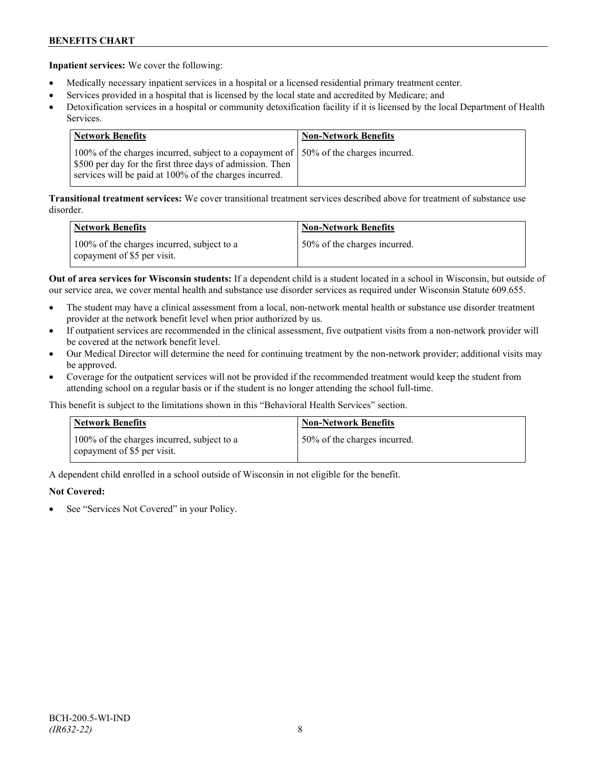**Inpatient services:** We cover the following:

- Medically necessary inpatient services in a hospital or a licensed residential primary treatment center.
- Services provided in a hospital that is licensed by the local state and accredited by Medicare; and
- Detoxification services in a hospital or community detoxification facility if it is licensed by the local Department of Health Services.

| Network Benefits | Non-Network Benefits |
|---|---|
| 100% of the charges incurred, subject to a copayment of $500 per day for the first three days of admission. Then services will be paid at 100% of the charges incurred. | 50% of the charges incurred. |

**Transitional treatment services:** We cover transitional treatment services described above for treatment of substance use disorder.

| Network Benefits | Non-Network Benefits |
|---|---|
| 100% of the charges incurred, subject to a copayment of $5 per visit. | 50% of the charges incurred. |

**Out of area services for Wisconsin students:** If a dependent child is a student located in a school in Wisconsin, but outside of our service area, we cover mental health and substance use disorder services as required under Wisconsin Statute 609.655.

- The student may have a clinical assessment from a local, non-network mental health or substance use disorder treatment provider at the network benefit level when prior authorized by us.
- If outpatient services are recommended in the clinical assessment, five outpatient visits from a non-network provider will be covered at the network benefit level.
- Our Medical Director will determine the need for continuing treatment by the non-network provider; additional visits may be approved.
- Coverage for the outpatient services will not be provided if the recommended treatment would keep the student from attending school on a regular basis or if the student is no longer attending the school full-time.

This benefit is subject to the limitations shown in this "Behavioral Health Services" section.

| Network Benefits | Non-Network Benefits |
|---|---|
| 100% of the charges incurred, subject to a copayment of $5 per visit. | 50% of the charges incurred. |

A dependent child enrolled in a school outside of Wisconsin in not eligible for the benefit.

**Not Covered:**

- See "Services Not Covered" in your Policy.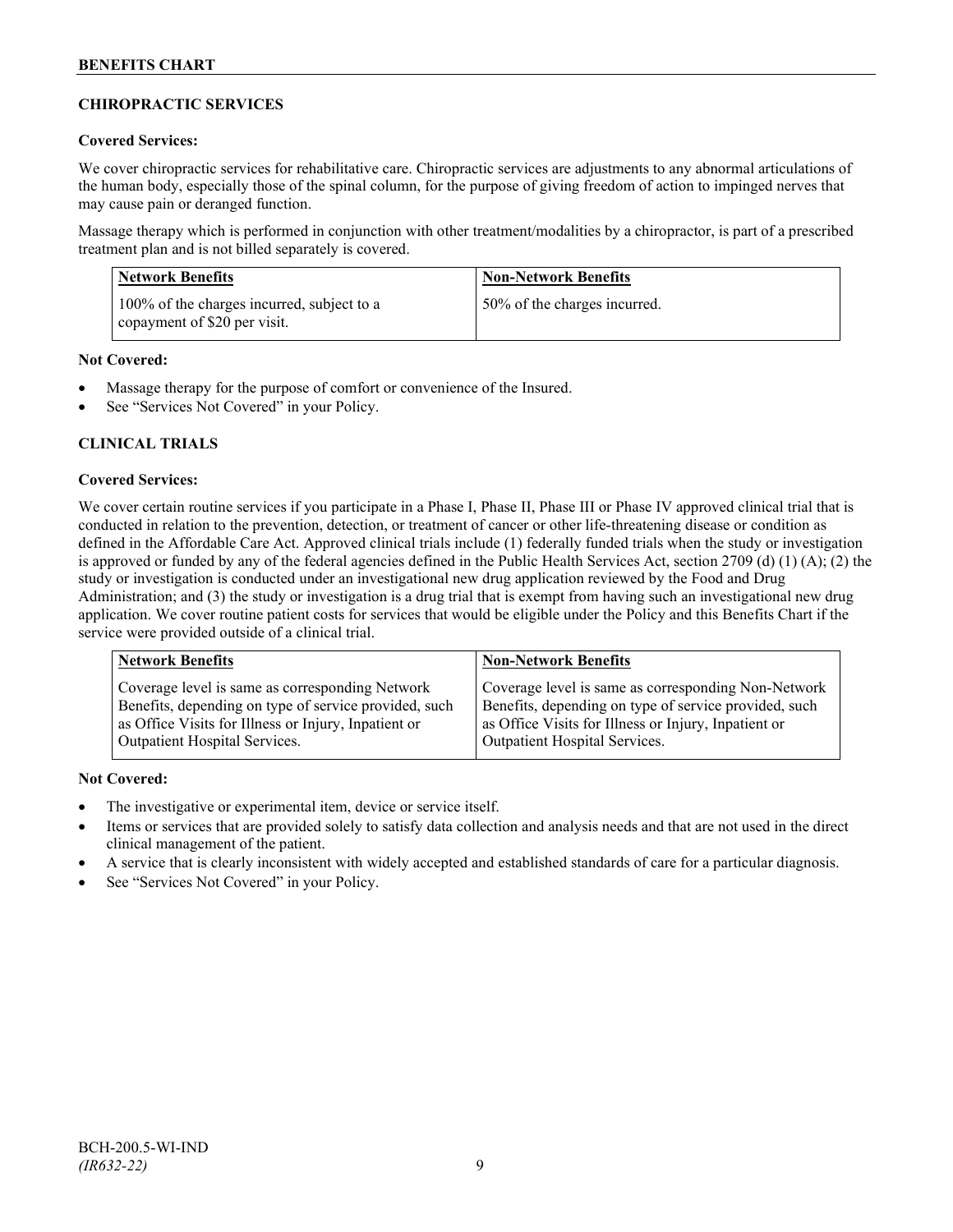## CHIROPRACTIC SERVICES

**Covered Services:**

We cover chiropractic services for rehabilitative care. Chiropractic services are adjustments to any abnormal articulations of the human body, especially those of the spinal column, for the purpose of giving freedom of action to impinged nerves that may cause pain or deranged function.

Massage therapy which is performed in conjunction with other treatment/modalities by a chiropractor, is part of a prescribed treatment plan and is not billed separately is covered.

| Network Benefits | Non-Network Benefits |
| --- | --- |
| 100% of the charges incurred, subject to a copayment of $20 per visit. | 50% of the charges incurred. |

**Not Covered:**

- Massage therapy for the purpose of comfort or convenience of the Insured.
- See "Services Not Covered" in your Policy.

## CLINICAL TRIALS

**Covered Services:**

We cover certain routine services if you participate in a Phase I, Phase II, Phase III or Phase IV approved clinical trial that is conducted in relation to the prevention, detection, or treatment of cancer or other life-threatening disease or condition as defined in the Affordable Care Act. Approved clinical trials include (1) federally funded trials when the study or investigation is approved or funded by any of the federal agencies defined in the Public Health Services Act, section 2709 (d) (1) (A); (2) the study or investigation is conducted under an investigational new drug application reviewed by the Food and Drug Administration; and (3) the study or investigation is a drug trial that is exempt from having such an investigational new drug application. We cover routine patient costs for services that would be eligible under the Policy and this Benefits Chart if the service were provided outside of a clinical trial.

| Network Benefits | Non-Network Benefits |
| --- | --- |
| Coverage level is same as corresponding Network Benefits, depending on type of service provided, such as Office Visits for Illness or Injury, Inpatient or Outpatient Hospital Services. | Coverage level is same as corresponding Non-Network Benefits, depending on type of service provided, such as Office Visits for Illness or Injury, Inpatient or Outpatient Hospital Services. |

**Not Covered:**

- The investigative or experimental item, device or service itself.
- Items or services that are provided solely to satisfy data collection and analysis needs and that are not used in the direct clinical management of the patient.
- A service that is clearly inconsistent with widely accepted and established standards of care for a particular diagnosis.
- See "Services Not Covered" in your Policy.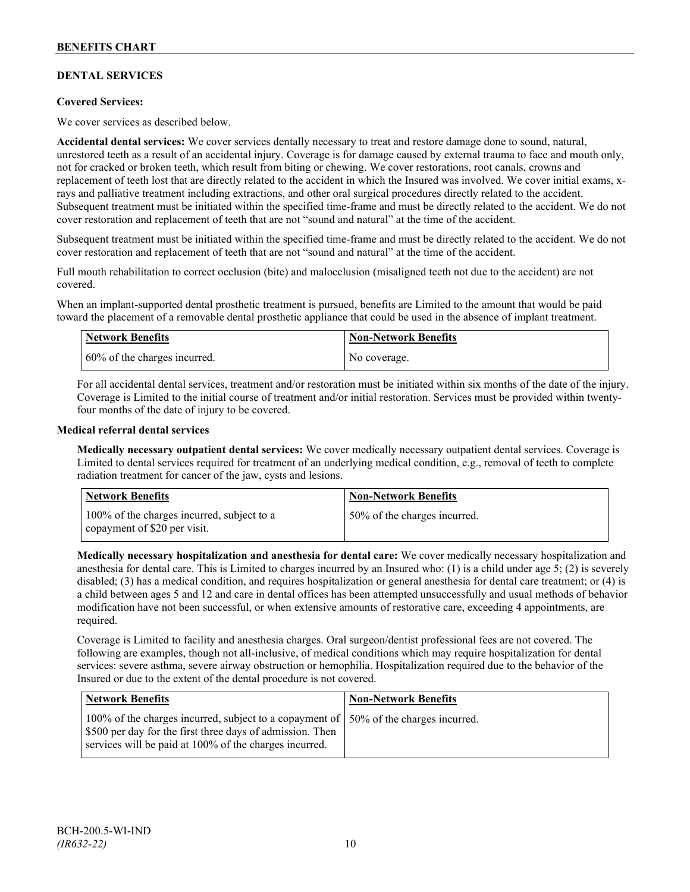## DENTAL SERVICES

**Covered Services:**

We cover services as described below.

**Accidental dental services:** We cover services dentally necessary to treat and restore damage done to sound, natural, unrestored teeth as a result of an accidental injury. Coverage is for damage caused by external trauma to face and mouth only, not for cracked or broken teeth, which result from biting or chewing. We cover restorations, root canals, crowns and replacement of teeth lost that are directly related to the accident in which the Insured was involved. We cover initial exams, x-rays and palliative treatment including extractions, and other oral surgical procedures directly related to the accident. Subsequent treatment must be initiated within the specified time-frame and must be directly related to the accident. We do not cover restoration and replacement of teeth that are not "sound and natural" at the time of the accident.

Subsequent treatment must be initiated within the specified time-frame and must be directly related to the accident. We do not cover restoration and replacement of teeth that are not "sound and natural" at the time of the accident.

Full mouth rehabilitation to correct occlusion (bite) and malocclusion (misaligned teeth not due to the accident) are not covered.

When an implant-supported dental prosthetic treatment is pursued, benefits are Limited to the amount that would be paid toward the placement of a removable dental prosthetic appliance that could be used in the absence of implant treatment.

| Network Benefits | Non-Network Benefits |
|---|---|
| 60% of the charges incurred. | No coverage. |

For all accidental dental services, treatment and/or restoration must be initiated within six months of the date of the injury. Coverage is Limited to the initial course of treatment and/or initial restoration. Services must be provided within twenty-four months of the date of injury to be covered.

**Medical referral dental services**

**Medically necessary outpatient dental services:** We cover medically necessary outpatient dental services. Coverage is Limited to dental services required for treatment of an underlying medical condition, e.g., removal of teeth to complete radiation treatment for cancer of the jaw, cysts and lesions.

| Network Benefits | Non-Network Benefits |
|---|---|
| 100% of the charges incurred, subject to a copayment of $20 per visit. | 50% of the charges incurred. |

**Medically necessary hospitalization and anesthesia for dental care:** We cover medically necessary hospitalization and anesthesia for dental care. This is Limited to charges incurred by an Insured who: (1) is a child under age 5; (2) is severely disabled; (3) has a medical condition, and requires hospitalization or general anesthesia for dental care treatment; or (4) is a child between ages 5 and 12 and care in dental offices has been attempted unsuccessfully and usual methods of behavior modification have not been successful, or when extensive amounts of restorative care, exceeding 4 appointments, are required.

Coverage is Limited to facility and anesthesia charges. Oral surgeon/dentist professional fees are not covered. The following are examples, though not all-inclusive, of medical conditions which may require hospitalization for dental services: severe asthma, severe airway obstruction or hemophilia. Hospitalization required due to the behavior of the Insured or due to the extent of the dental procedure is not covered.

| Network Benefits | Non-Network Benefits |
|---|---|
| 100% of the charges incurred, subject to a copayment of $500 per day for the first three days of admission. Then services will be paid at 100% of the charges incurred. | 50% of the charges incurred. |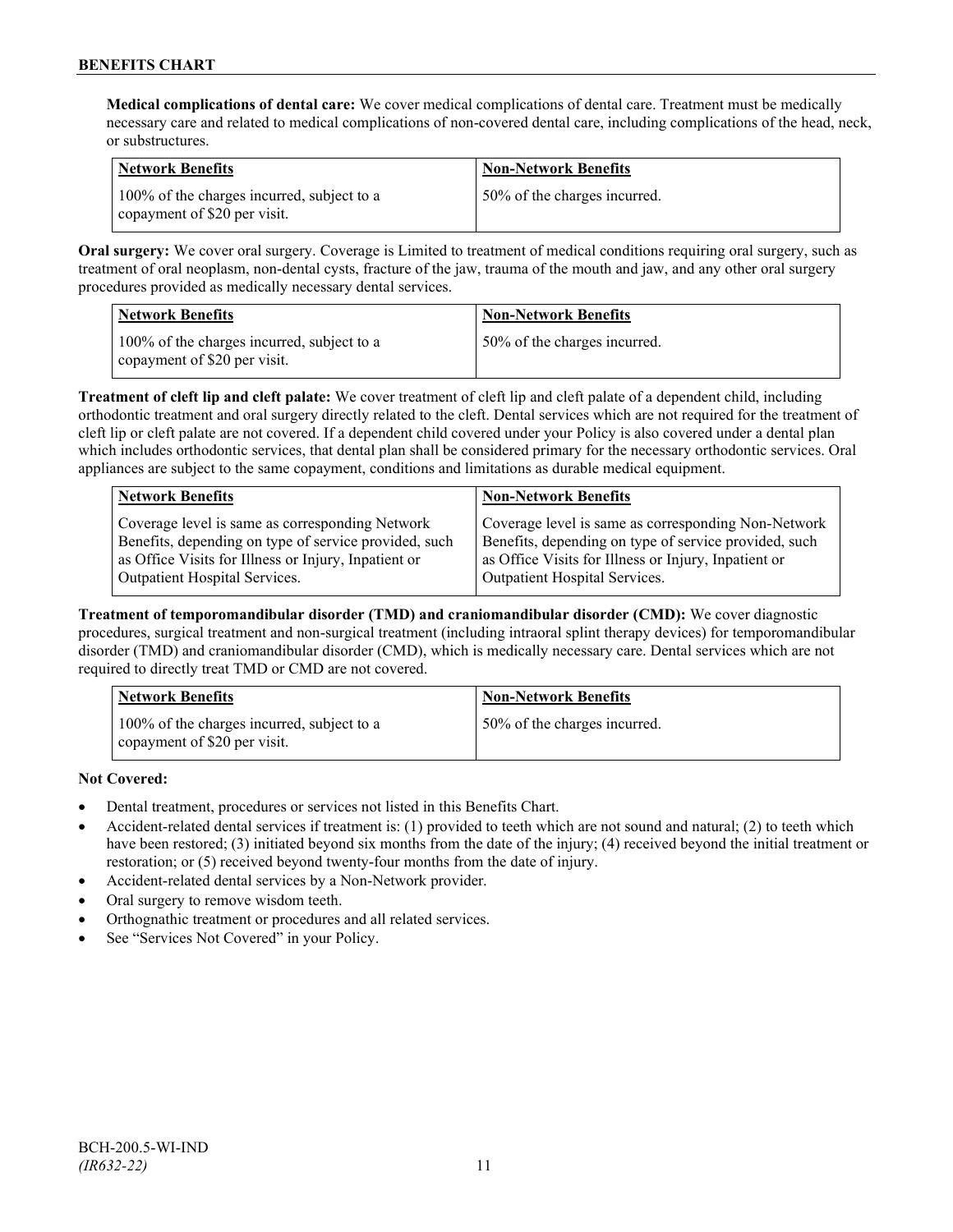**Medical complications of dental care:** We cover medical complications of dental care. Treatment must be medically necessary care and related to medical complications of non-covered dental care, including complications of the head, neck, or substructures.

| Network Benefits | Non-Network Benefits |
|---|---|
| 100% of the charges incurred, subject to a copayment of $20 per visit. | 50% of the charges incurred. |

**Oral surgery:** We cover oral surgery. Coverage is Limited to treatment of medical conditions requiring oral surgery, such as treatment of oral neoplasm, non-dental cysts, fracture of the jaw, trauma of the mouth and jaw, and any other oral surgery procedures provided as medically necessary dental services.

| Network Benefits | Non-Network Benefits |
|---|---|
| 100% of the charges incurred, subject to a copayment of $20 per visit. | 50% of the charges incurred. |

**Treatment of cleft lip and cleft palate:** We cover treatment of cleft lip and cleft palate of a dependent child, including orthodontic treatment and oral surgery directly related to the cleft. Dental services which are not required for the treatment of cleft lip or cleft palate are not covered. If a dependent child covered under your Policy is also covered under a dental plan which includes orthodontic services, that dental plan shall be considered primary for the necessary orthodontic services. Oral appliances are subject to the same copayment, conditions and limitations as durable medical equipment.

| Network Benefits | Non-Network Benefits |
|---|---|
| Coverage level is same as corresponding Network Benefits, depending on type of service provided, such as Office Visits for Illness or Injury, Inpatient or Outpatient Hospital Services. | Coverage level is same as corresponding Non-Network Benefits, depending on type of service provided, such as Office Visits for Illness or Injury, Inpatient or Outpatient Hospital Services. |

**Treatment of temporomandibular disorder (TMD) and craniomandibular disorder (CMD):** We cover diagnostic procedures, surgical treatment and non-surgical treatment (including intraoral splint therapy devices) for temporomandibular disorder (TMD) and craniomandibular disorder (CMD), which is medically necessary care. Dental services which are not required to directly treat TMD or CMD are not covered.

| Network Benefits | Non-Network Benefits |
|---|---|
| 100% of the charges incurred, subject to a copayment of $20 per visit. | 50% of the charges incurred. |

**Not Covered:**

- Dental treatment, procedures or services not listed in this Benefits Chart.
- Accident-related dental services if treatment is: (1) provided to teeth which are not sound and natural; (2) to teeth which have been restored; (3) initiated beyond six months from the date of the injury; (4) received beyond the initial treatment or restoration; or (5) received beyond twenty-four months from the date of injury.
- Accident-related dental services by a Non-Network provider.
- Oral surgery to remove wisdom teeth.
- Orthognathic treatment or procedures and all related services.
- See "Services Not Covered" in your Policy.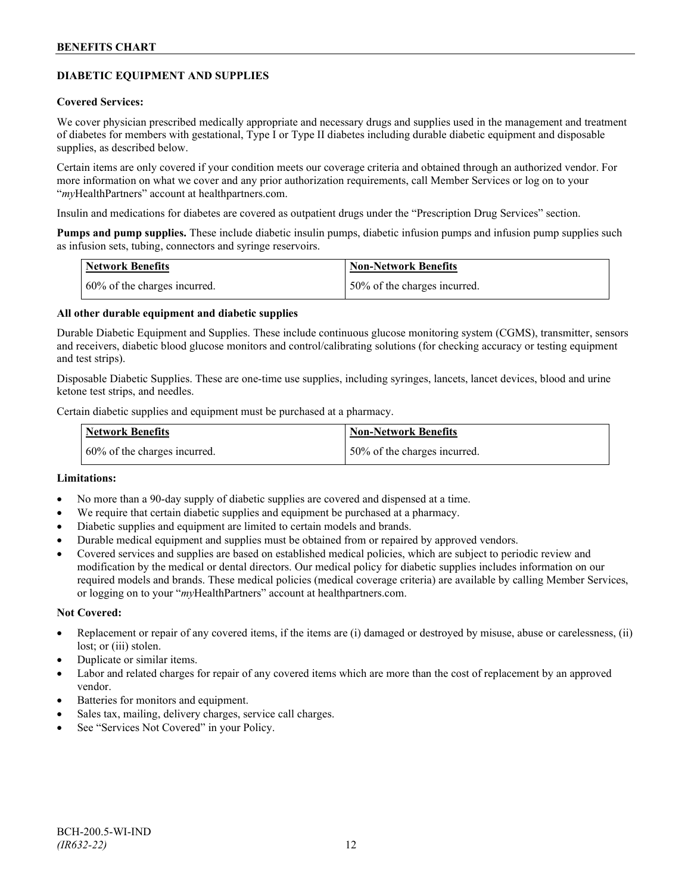## DIABETIC EQUIPMENT AND SUPPLIES

**Covered Services:**

We cover physician prescribed medically appropriate and necessary drugs and supplies used in the management and treatment of diabetes for members with gestational, Type I or Type II diabetes including durable diabetic equipment and disposable supplies, as described below.

Certain items are only covered if your condition meets our coverage criteria and obtained through an authorized vendor. For more information on what we cover and any prior authorization requirements, call Member Services or log on to your "*my*HealthPartners" account at healthpartners.com.

Insulin and medications for diabetes are covered as outpatient drugs under the "Prescription Drug Services" section.

**Pumps and pump supplies.** These include diabetic insulin pumps, diabetic infusion pumps and infusion pump supplies such as infusion sets, tubing, connectors and syringe reservoirs.

| Network Benefits | Non-Network Benefits |
| --- | --- |
| 60% of the charges incurred. | 50% of the charges incurred. |

**All other durable equipment and diabetic supplies**

Durable Diabetic Equipment and Supplies. These include continuous glucose monitoring system (CGMS), transmitter, sensors and receivers, diabetic blood glucose monitors and control/calibrating solutions (for checking accuracy or testing equipment and test strips).

Disposable Diabetic Supplies. These are one-time use supplies, including syringes, lancets, lancet devices, blood and urine ketone test strips, and needles.

Certain diabetic supplies and equipment must be purchased at a pharmacy.

| Network Benefits | Non-Network Benefits |
| --- | --- |
| 60% of the charges incurred. | 50% of the charges incurred. |

**Limitations:**

- No more than a 90-day supply of diabetic supplies are covered and dispensed at a time.
- We require that certain diabetic supplies and equipment be purchased at a pharmacy.
- Diabetic supplies and equipment are limited to certain models and brands.
- Durable medical equipment and supplies must be obtained from or repaired by approved vendors.
- Covered services and supplies are based on established medical policies, which are subject to periodic review and modification by the medical or dental directors. Our medical policy for diabetic supplies includes information on our required models and brands. These medical policies (medical coverage criteria) are available by calling Member Services, or logging on to your "*my*HealthPartners" account at healthpartners.com.

**Not Covered:**

- Replacement or repair of any covered items, if the items are (i) damaged or destroyed by misuse, abuse or carelessness, (ii) lost; or (iii) stolen.
- Duplicate or similar items.
- Labor and related charges for repair of any covered items which are more than the cost of replacement by an approved vendor.
- Batteries for monitors and equipment.
- Sales tax, mailing, delivery charges, service call charges.
- See "Services Not Covered" in your Policy.

BCH-200.5-WI-IND
*(IR632-22)*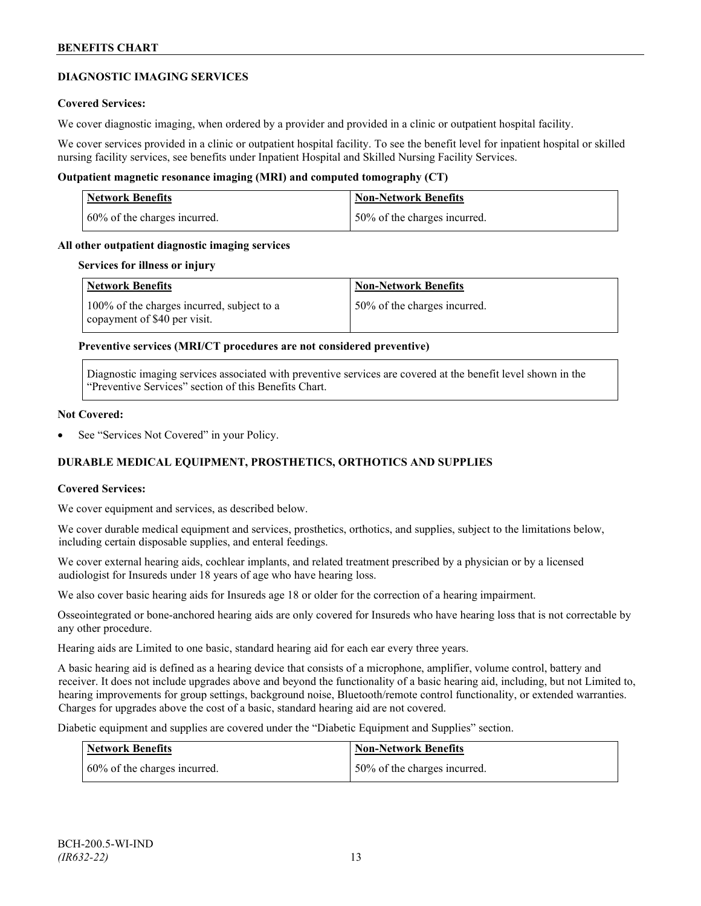## DIAGNOSTIC IMAGING SERVICES

**Covered Services:**

We cover diagnostic imaging, when ordered by a provider and provided in a clinic or outpatient hospital facility.

We cover services provided in a clinic or outpatient hospital facility. To see the benefit level for inpatient hospital or skilled nursing facility services, see benefits under Inpatient Hospital and Skilled Nursing Facility Services.

**Outpatient magnetic resonance imaging (MRI) and computed tomography (CT)**

| Network Benefits | Non-Network Benefits |
| --- | --- |
| 60% of the charges incurred. | 50% of the charges incurred. |

**All other outpatient diagnostic imaging services**

**Services for illness or injury**

| Network Benefits | Non-Network Benefits |
| --- | --- |
| 100% of the charges incurred, subject to a copayment of $40 per visit. | 50% of the charges incurred. |

**Preventive services (MRI/CT procedures are not considered preventive)**

Diagnostic imaging services associated with preventive services are covered at the benefit level shown in the "Preventive Services" section of this Benefits Chart.

**Not Covered:**

- See "Services Not Covered" in your Policy.

## DURABLE MEDICAL EQUIPMENT, PROSTHETICS, ORTHOTICS AND SUPPLIES

**Covered Services:**

We cover equipment and services, as described below.

We cover durable medical equipment and services, prosthetics, orthotics, and supplies, subject to the limitations below, including certain disposable supplies, and enteral feedings.

We cover external hearing aids, cochlear implants, and related treatment prescribed by a physician or by a licensed audiologist for Insureds under 18 years of age who have hearing loss.

We also cover basic hearing aids for Insureds age 18 or older for the correction of a hearing impairment.

Osseointegrated or bone-anchored hearing aids are only covered for Insureds who have hearing loss that is not correctable by any other procedure.

Hearing aids are Limited to one basic, standard hearing aid for each ear every three years.

A basic hearing aid is defined as a hearing device that consists of a microphone, amplifier, volume control, battery and receiver. It does not include upgrades above and beyond the functionality of a basic hearing aid, including, but not Limited to, hearing improvements for group settings, background noise, Bluetooth/remote control functionality, or extended warranties. Charges for upgrades above the cost of a basic, standard hearing aid are not covered.

Diabetic equipment and supplies are covered under the "Diabetic Equipment and Supplies" section.

| Network Benefits | Non-Network Benefits |
| --- | --- |
| 60% of the charges incurred. | 50% of the charges incurred. |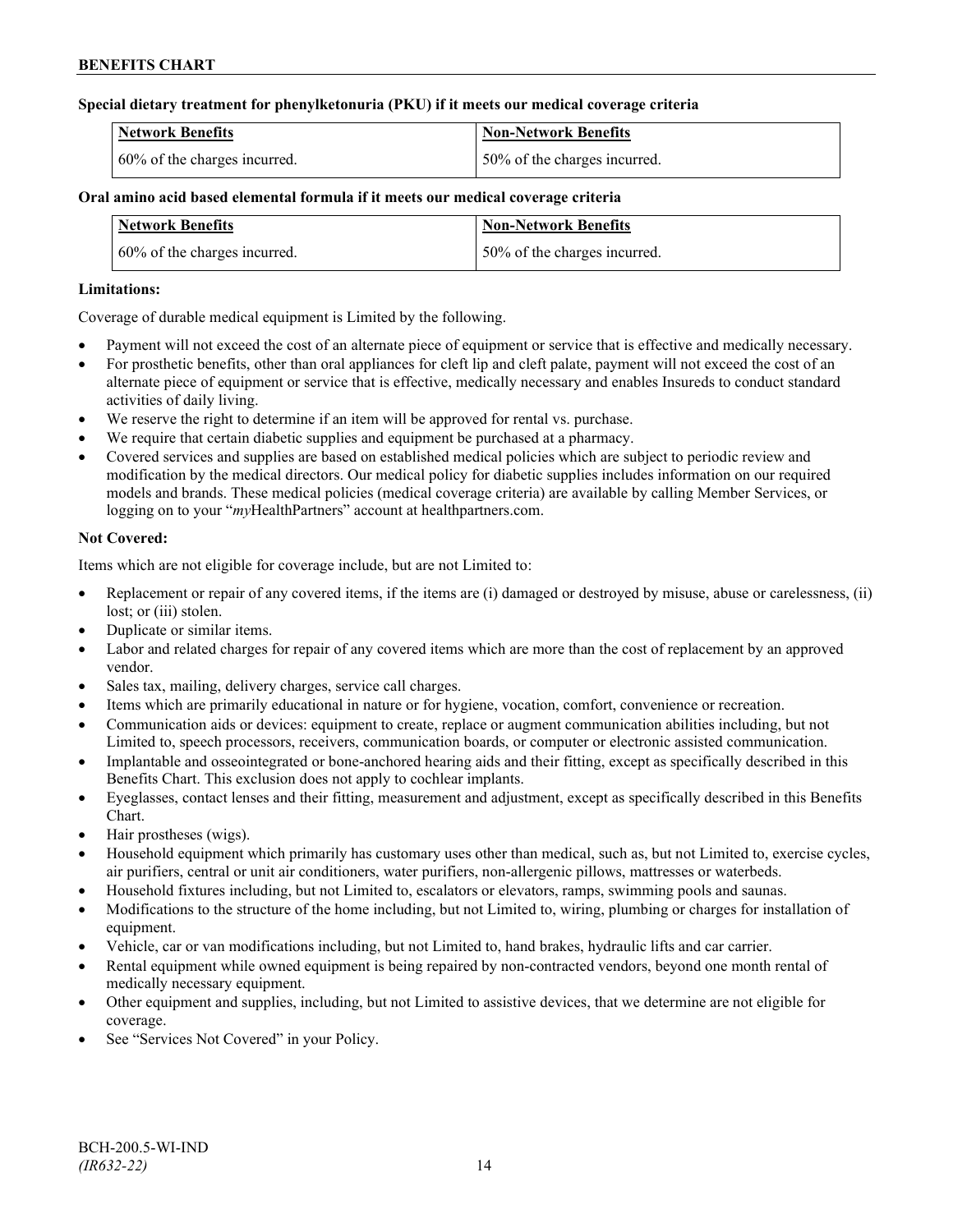**Special dietary treatment for phenylketonuria (PKU) if it meets our medical coverage criteria**

| Network Benefits | Non-Network Benefits |
| --- | --- |
| 60% of the charges incurred. | 50% of the charges incurred. |

**Oral amino acid based elemental formula if it meets our medical coverage criteria**

| Network Benefits | Non-Network Benefits |
| --- | --- |
| 60% of the charges incurred. | 50% of the charges incurred. |

**Limitations:**

Coverage of durable medical equipment is Limited by the following.

- Payment will not exceed the cost of an alternate piece of equipment or service that is effective and medically necessary.
- For prosthetic benefits, other than oral appliances for cleft lip and cleft palate, payment will not exceed the cost of an alternate piece of equipment or service that is effective, medically necessary and enables Insureds to conduct standard activities of daily living.
- We reserve the right to determine if an item will be approved for rental vs. purchase.
- We require that certain diabetic supplies and equipment be purchased at a pharmacy.
- Covered services and supplies are based on established medical policies which are subject to periodic review and modification by the medical directors. Our medical policy for diabetic supplies includes information on our required models and brands. These medical policies (medical coverage criteria) are available by calling Member Services, or logging on to your "*my*HealthPartners" account at healthpartners.com.

**Not Covered:**

Items which are not eligible for coverage include, but are not Limited to:

- Replacement or repair of any covered items, if the items are (i) damaged or destroyed by misuse, abuse or carelessness, (ii) lost; or (iii) stolen.
- Duplicate or similar items.
- Labor and related charges for repair of any covered items which are more than the cost of replacement by an approved vendor.
- Sales tax, mailing, delivery charges, service call charges.
- Items which are primarily educational in nature or for hygiene, vocation, comfort, convenience or recreation.
- Communication aids or devices: equipment to create, replace or augment communication abilities including, but not Limited to, speech processors, receivers, communication boards, or computer or electronic assisted communication.
- Implantable and osseointegrated or bone-anchored hearing aids and their fitting, except as specifically described in this Benefits Chart. This exclusion does not apply to cochlear implants.
- Eyeglasses, contact lenses and their fitting, measurement and adjustment, except as specifically described in this Benefits Chart.
- Hair prostheses (wigs).
- Household equipment which primarily has customary uses other than medical, such as, but not Limited to, exercise cycles, air purifiers, central or unit air conditioners, water purifiers, non-allergenic pillows, mattresses or waterbeds.
- Household fixtures including, but not Limited to, escalators or elevators, ramps, swimming pools and saunas.
- Modifications to the structure of the home including, but not Limited to, wiring, plumbing or charges for installation of equipment.
- Vehicle, car or van modifications including, but not Limited to, hand brakes, hydraulic lifts and car carrier.
- Rental equipment while owned equipment is being repaired by non-contracted vendors, beyond one month rental of medically necessary equipment.
- Other equipment and supplies, including, but not Limited to assistive devices, that we determine are not eligible for coverage.
- See "Services Not Covered" in your Policy.

BCH-200.5-WI-IND
*(IR632-22)*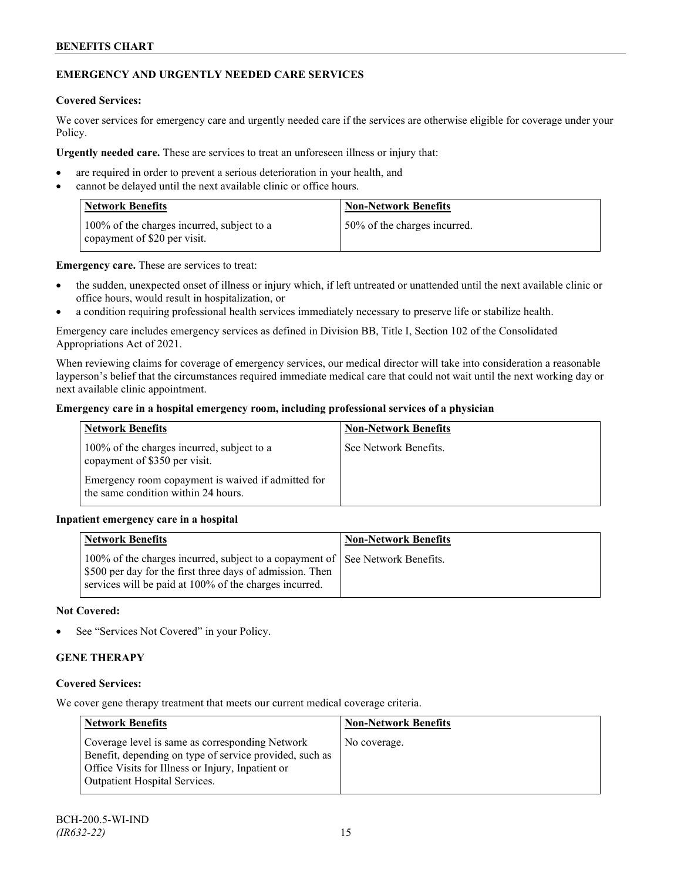## EMERGENCY AND URGENTLY NEEDED CARE SERVICES

**Covered Services:**

We cover services for emergency care and urgently needed care if the services are otherwise eligible for coverage under your Policy.

**Urgently needed care.** These are services to treat an unforeseen illness or injury that:

- are required in order to prevent a serious deterioration in your health, and
- cannot be delayed until the next available clinic or office hours.

| Network Benefits | Non-Network Benefits |
|---|---|
| 100% of the charges incurred, subject to a copayment of $20 per visit. | 50% of the charges incurred. |

**Emergency care.** These are services to treat:

- the sudden, unexpected onset of illness or injury which, if left untreated or unattended until the next available clinic or office hours, would result in hospitalization, or
- a condition requiring professional health services immediately necessary to preserve life or stabilize health.

Emergency care includes emergency services as defined in Division BB, Title I, Section 102 of the Consolidated Appropriations Act of 2021.

When reviewing claims for coverage of emergency services, our medical director will take into consideration a reasonable layperson's belief that the circumstances required immediate medical care that could not wait until the next working day or next available clinic appointment.

**Emergency care in a hospital emergency room, including professional services of a physician**

| Network Benefits | Non-Network Benefits |
|---|---|
| 100% of the charges incurred, subject to a copayment of $350 per visit.<br><br>Emergency room copayment is waived if admitted for the same condition within 24 hours. | See Network Benefits. |

**Inpatient emergency care in a hospital**

| Network Benefits | Non-Network Benefits |
|---|---|
| 100% of the charges incurred, subject to a copayment of $500 per day for the first three days of admission. Then services will be paid at 100% of the charges incurred. | See Network Benefits. |

**Not Covered:**

- See "Services Not Covered" in your Policy.

## GENE THERAPY

**Covered Services:**

We cover gene therapy treatment that meets our current medical coverage criteria.

| Network Benefits | Non-Network Benefits |
|---|---|
| Coverage level is same as corresponding Network Benefit, depending on type of service provided, such as Office Visits for Illness or Injury, Inpatient or Outpatient Hospital Services. | No coverage. |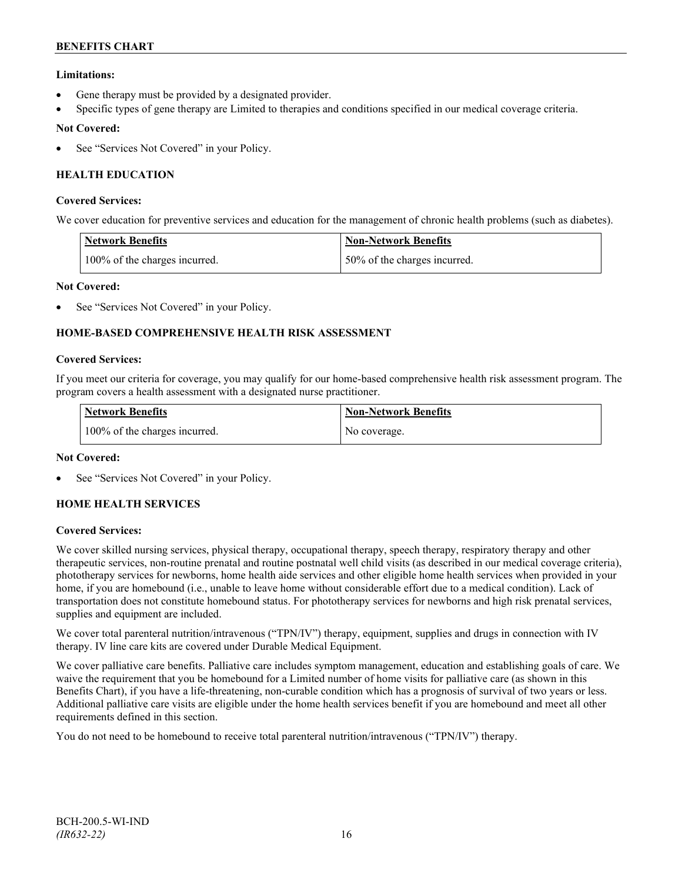**Limitations:**

- Gene therapy must be provided by a designated provider.
- Specific types of gene therapy are Limited to therapies and conditions specified in our medical coverage criteria.

**Not Covered:**

- See "Services Not Covered" in your Policy.

### HEALTH EDUCATION

**Covered Services:**

We cover education for preventive services and education for the management of chronic health problems (such as diabetes).

| Network Benefits | Non-Network Benefits |
|---|---|
| 100% of the charges incurred. | 50% of the charges incurred. |

**Not Covered:**

- See "Services Not Covered" in your Policy.

### HOME-BASED COMPREHENSIVE HEALTH RISK ASSESSMENT

**Covered Services:**

If you meet our criteria for coverage, you may qualify for our home-based comprehensive health risk assessment program. The program covers a health assessment with a designated nurse practitioner.

| Network Benefits | Non-Network Benefits |
|---|---|
| 100% of the charges incurred. | No coverage. |

**Not Covered:**

- See "Services Not Covered" in your Policy.

### HOME HEALTH SERVICES

**Covered Services:**

We cover skilled nursing services, physical therapy, occupational therapy, speech therapy, respiratory therapy and other therapeutic services, non-routine prenatal and routine postnatal well child visits (as described in our medical coverage criteria), phototherapy services for newborns, home health aide services and other eligible home health services when provided in your home, if you are homebound (i.e., unable to leave home without considerable effort due to a medical condition). Lack of transportation does not constitute homebound status. For phototherapy services for newborns and high risk prenatal services, supplies and equipment are included.

We cover total parenteral nutrition/intravenous ("TPN/IV") therapy, equipment, supplies and drugs in connection with IV therapy. IV line care kits are covered under Durable Medical Equipment.

We cover palliative care benefits. Palliative care includes symptom management, education and establishing goals of care. We waive the requirement that you be homebound for a Limited number of home visits for palliative care (as shown in this Benefits Chart), if you have a life-threatening, non-curable condition which has a prognosis of survival of two years or less. Additional palliative care visits are eligible under the home health services benefit if you are homebound and meet all other requirements defined in this section.

You do not need to be homebound to receive total parenteral nutrition/intravenous ("TPN/IV") therapy.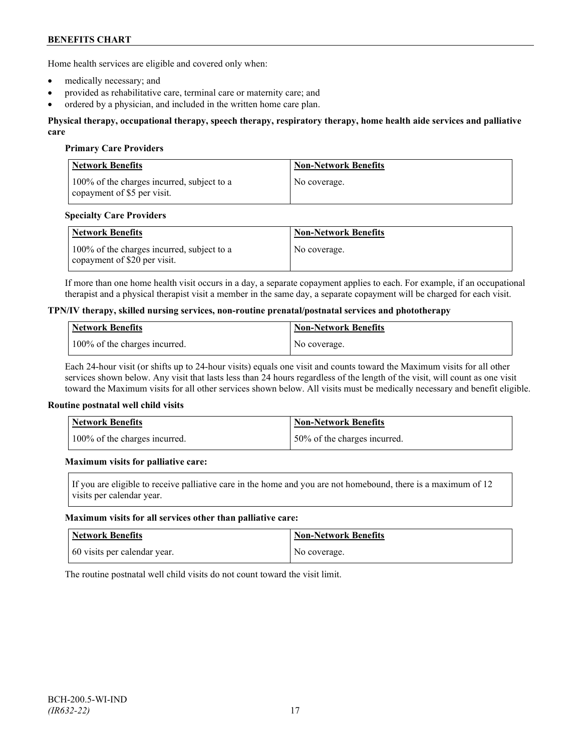Home health services are eligible and covered only when:

- medically necessary; and
- provided as rehabilitative care, terminal care or maternity care; and
- ordered by a physician, and included in the written home care plan.

**Physical therapy, occupational therapy, speech therapy, respiratory therapy, home health aide services and palliative care**

**Primary Care Providers**

| Network Benefits | Non-Network Benefits |
|---|---|
| 100% of the charges incurred, subject to a copayment of $5 per visit. | No coverage. |

**Specialty Care Providers**

| Network Benefits | Non-Network Benefits |
|---|---|
| 100% of the charges incurred, subject to a copayment of $20 per visit. | No coverage. |

If more than one home health visit occurs in a day, a separate copayment applies to each. For example, if an occupational therapist and a physical therapist visit a member in the same day, a separate copayment will be charged for each visit.

**TPN/IV therapy, skilled nursing services, non-routine prenatal/postnatal services and phototherapy**

| Network Benefits | Non-Network Benefits |
|---|---|
| 100% of the charges incurred. | No coverage. |

Each 24-hour visit (or shifts up to 24-hour visits) equals one visit and counts toward the Maximum visits for all other services shown below. Any visit that lasts less than 24 hours regardless of the length of the visit, will count as one visit toward the Maximum visits for all other services shown below. All visits must be medically necessary and benefit eligible.

**Routine postnatal well child visits**

| Network Benefits | Non-Network Benefits |
|---|---|
| 100% of the charges incurred. | 50% of the charges incurred. |

**Maximum visits for palliative care:**

| If you are eligible to receive palliative care in the home and you are not homebound, there is a maximum of 12 visits per calendar year. |
|---|

**Maximum visits for all services other than palliative care:**

| Network Benefits | Non-Network Benefits |
|---|---|
| 60 visits per calendar year. | No coverage. |

The routine postnatal well child visits do not count toward the visit limit.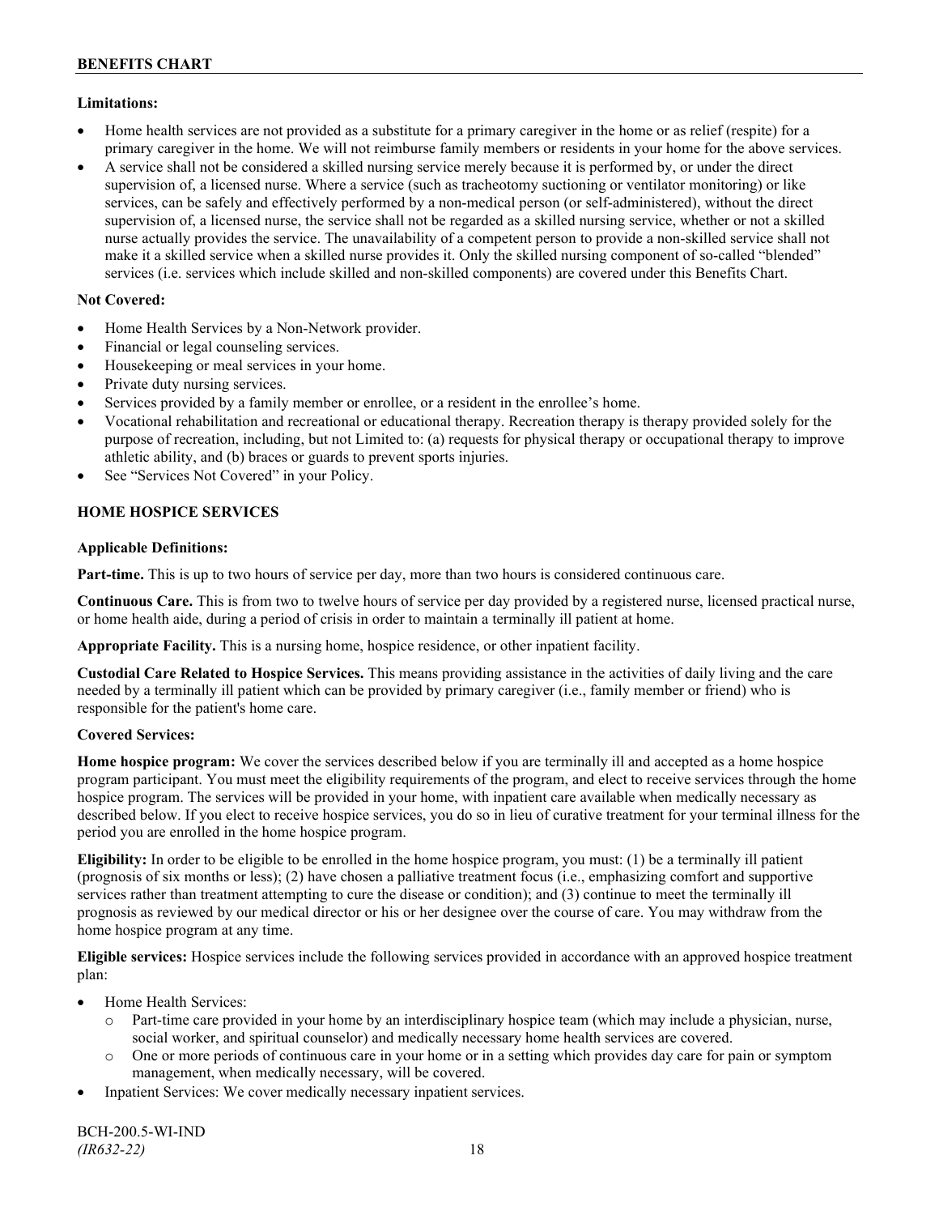**Limitations:**

- Home health services are not provided as a substitute for a primary caregiver in the home or as relief (respite) for a primary caregiver in the home. We will not reimburse family members or residents in your home for the above services.
- A service shall not be considered a skilled nursing service merely because it is performed by, or under the direct supervision of, a licensed nurse. Where a service (such as tracheotomy suctioning or ventilator monitoring) or like services, can be safely and effectively performed by a non-medical person (or self-administered), without the direct supervision of, a licensed nurse, the service shall not be regarded as a skilled nursing service, whether or not a skilled nurse actually provides the service. The unavailability of a competent person to provide a non-skilled service shall not make it a skilled service when a skilled nurse provides it. Only the skilled nursing component of so-called "blended" services (i.e. services which include skilled and non-skilled components) are covered under this Benefits Chart.

**Not Covered:**

- Home Health Services by a Non-Network provider.
- Financial or legal counseling services.
- Housekeeping or meal services in your home.
- Private duty nursing services.
- Services provided by a family member or enrollee, or a resident in the enrollee's home.
- Vocational rehabilitation and recreational or educational therapy. Recreation therapy is therapy provided solely for the purpose of recreation, including, but not Limited to: (a) requests for physical therapy or occupational therapy to improve athletic ability, and (b) braces or guards to prevent sports injuries.
- See "Services Not Covered" in your Policy.

## HOME HOSPICE SERVICES

**Applicable Definitions:**

**Part-time.** This is up to two hours of service per day, more than two hours is considered continuous care.

**Continuous Care.** This is from two to twelve hours of service per day provided by a registered nurse, licensed practical nurse, or home health aide, during a period of crisis in order to maintain a terminally ill patient at home.

**Appropriate Facility.** This is a nursing home, hospice residence, or other inpatient facility.

**Custodial Care Related to Hospice Services.** This means providing assistance in the activities of daily living and the care needed by a terminally ill patient which can be provided by primary caregiver (i.e., family member or friend) who is responsible for the patient's home care.

**Covered Services:**

**Home hospice program:** We cover the services described below if you are terminally ill and accepted as a home hospice program participant. You must meet the eligibility requirements of the program, and elect to receive services through the home hospice program. The services will be provided in your home, with inpatient care available when medically necessary as described below. If you elect to receive hospice services, you do so in lieu of curative treatment for your terminal illness for the period you are enrolled in the home hospice program.

**Eligibility:** In order to be eligible to be enrolled in the home hospice program, you must: (1) be a terminally ill patient (prognosis of six months or less); (2) have chosen a palliative treatment focus (i.e., emphasizing comfort and supportive services rather than treatment attempting to cure the disease or condition); and (3) continue to meet the terminally ill prognosis as reviewed by our medical director or his or her designee over the course of care. You may withdraw from the home hospice program at any time.

**Eligible services:** Hospice services include the following services provided in accordance with an approved hospice treatment plan:

- Home Health Services:
  - Part-time care provided in your home by an interdisciplinary hospice team (which may include a physician, nurse, social worker, and spiritual counselor) and medically necessary home health services are covered.
  - One or more periods of continuous care in your home or in a setting which provides day care for pain or symptom management, when medically necessary, will be covered.
- Inpatient Services: We cover medically necessary inpatient services.

BCH-200.5-WI-IND
*(IR632-22)*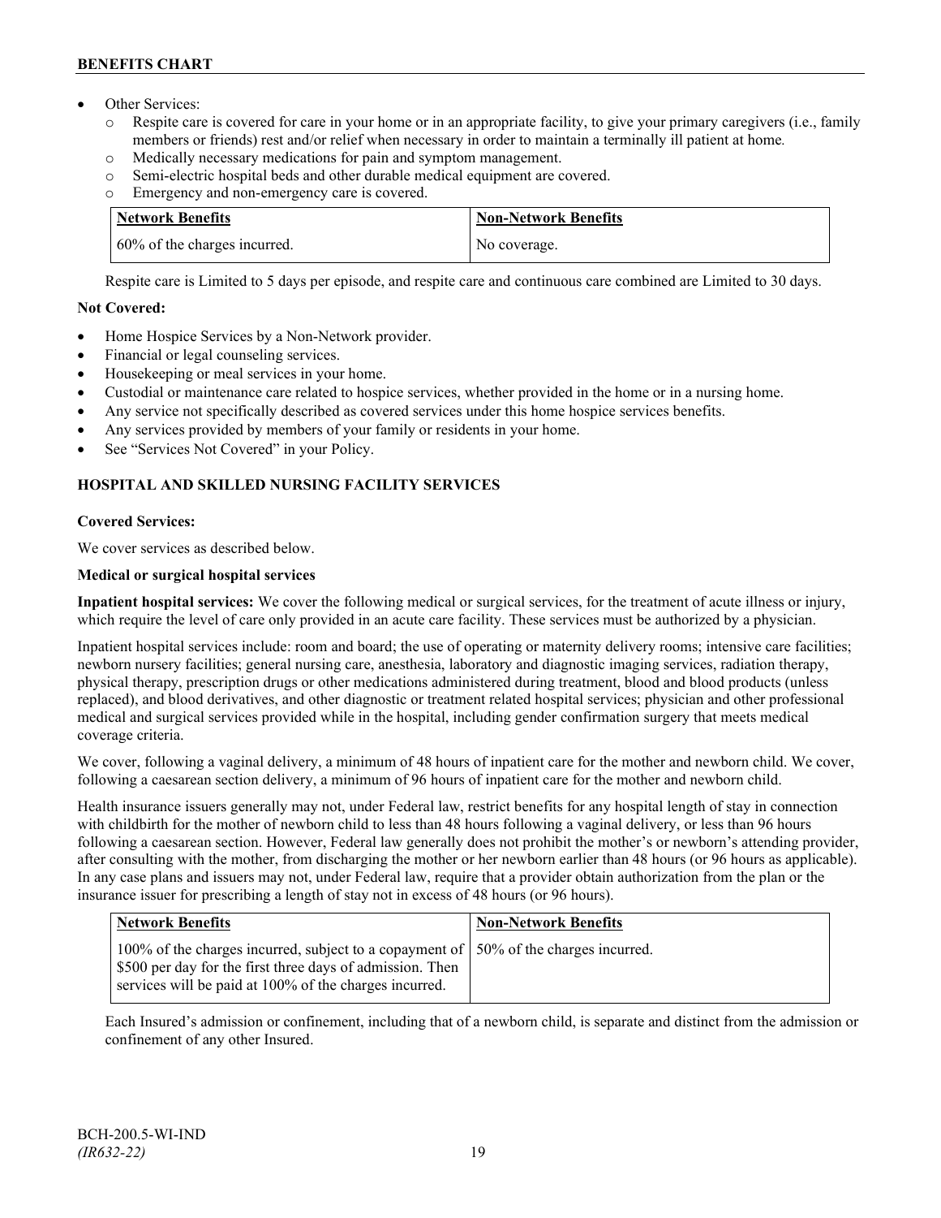- Other Services:
  - o Respite care is covered for care in your home or in an appropriate facility, to give your primary caregivers (i.e., family members or friends) rest and/or relief when necessary in order to maintain a terminally ill patient at home.
  - o Medically necessary medications for pain and symptom management.
  - o Semi-electric hospital beds and other durable medical equipment are covered.
  - o Emergency and non-emergency care is covered.

| Network Benefits | Non-Network Benefits |
| --- | --- |
| 60% of the charges incurred. | No coverage. |

Respite care is Limited to 5 days per episode, and respite care and continuous care combined are Limited to 30 days.

**Not Covered:**

- Home Hospice Services by a Non-Network provider.
- Financial or legal counseling services.
- Housekeeping or meal services in your home.
- Custodial or maintenance care related to hospice services, whether provided in the home or in a nursing home.
- Any service not specifically described as covered services under this home hospice services benefits.
- Any services provided by members of your family or residents in your home.
- See "Services Not Covered" in your Policy.

### HOSPITAL AND SKILLED NURSING FACILITY SERVICES

**Covered Services:**

We cover services as described below.

**Medical or surgical hospital services**

**Inpatient hospital services:** We cover the following medical or surgical services, for the treatment of acute illness or injury, which require the level of care only provided in an acute care facility. These services must be authorized by a physician.

Inpatient hospital services include: room and board; the use of operating or maternity delivery rooms; intensive care facilities; newborn nursery facilities; general nursing care, anesthesia, laboratory and diagnostic imaging services, radiation therapy, physical therapy, prescription drugs or other medications administered during treatment, blood and blood products (unless replaced), and blood derivatives, and other diagnostic or treatment related hospital services; physician and other professional medical and surgical services provided while in the hospital, including gender confirmation surgery that meets medical coverage criteria.

We cover, following a vaginal delivery, a minimum of 48 hours of inpatient care for the mother and newborn child. We cover, following a caesarean section delivery, a minimum of 96 hours of inpatient care for the mother and newborn child.

Health insurance issuers generally may not, under Federal law, restrict benefits for any hospital length of stay in connection with childbirth for the mother of newborn child to less than 48 hours following a vaginal delivery, or less than 96 hours following a caesarean section. However, Federal law generally does not prohibit the mother's or newborn's attending provider, after consulting with the mother, from discharging the mother or her newborn earlier than 48 hours (or 96 hours as applicable). In any case plans and issuers may not, under Federal law, require that a provider obtain authorization from the plan or the insurance issuer for prescribing a length of stay not in excess of 48 hours (or 96 hours).

| Network Benefits | Non-Network Benefits |
| --- | --- |
| 100% of the charges incurred, subject to a copayment of $500 per day for the first three days of admission. Then services will be paid at 100% of the charges incurred. | 50% of the charges incurred. |

Each Insured's admission or confinement, including that of a newborn child, is separate and distinct from the admission or confinement of any other Insured.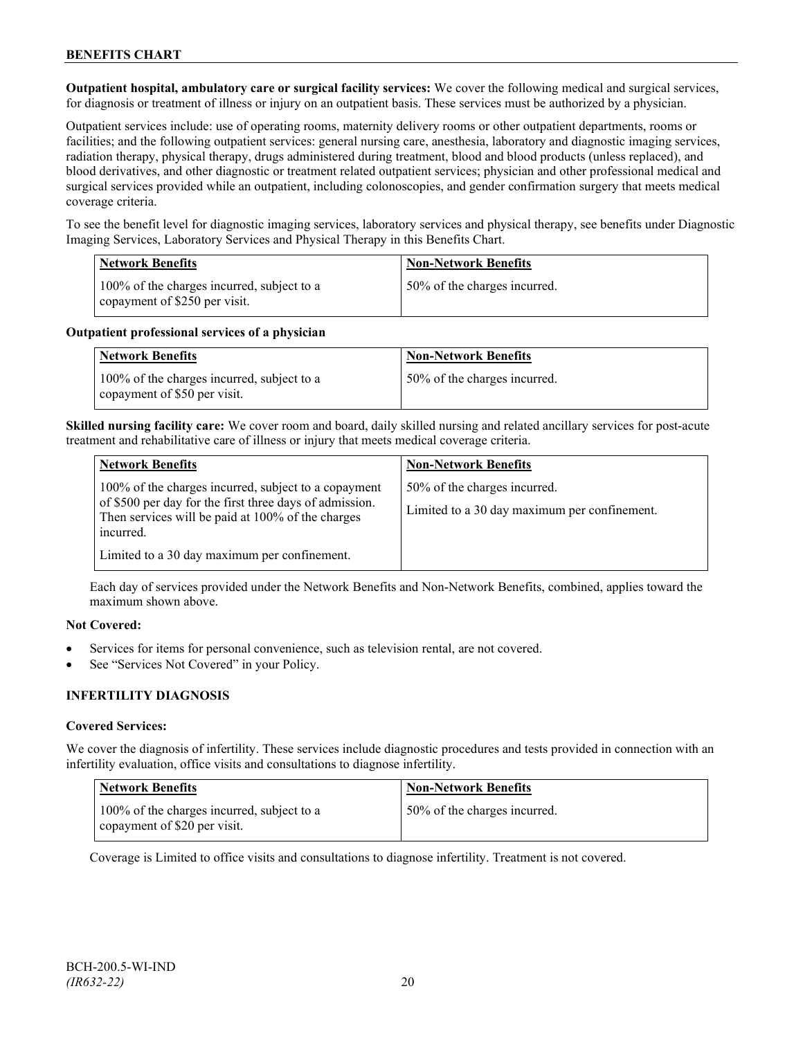**Outpatient hospital, ambulatory care or surgical facility services:** We cover the following medical and surgical services, for diagnosis or treatment of illness or injury on an outpatient basis. These services must be authorized by a physician.

Outpatient services include: use of operating rooms, maternity delivery rooms or other outpatient departments, rooms or facilities; and the following outpatient services: general nursing care, anesthesia, laboratory and diagnostic imaging services, radiation therapy, physical therapy, drugs administered during treatment, blood and blood products (unless replaced), and blood derivatives, and other diagnostic or treatment related outpatient services; physician and other professional medical and surgical services provided while an outpatient, including colonoscopies, and gender confirmation surgery that meets medical coverage criteria.

To see the benefit level for diagnostic imaging services, laboratory services and physical therapy, see benefits under Diagnostic Imaging Services, Laboratory Services and Physical Therapy in this Benefits Chart.

| Network Benefits | Non-Network Benefits |
| --- | --- |
| 100% of the charges incurred, subject to a copayment of $250 per visit. | 50% of the charges incurred. |

**Outpatient professional services of a physician**

| Network Benefits | Non-Network Benefits |
| --- | --- |
| 100% of the charges incurred, subject to a copayment of $50 per visit. | 50% of the charges incurred. |

**Skilled nursing facility care:** We cover room and board, daily skilled nursing and related ancillary services for post-acute treatment and rehabilitative care of illness or injury that meets medical coverage criteria.

| Network Benefits | Non-Network Benefits |
| --- | --- |
| 100% of the charges incurred, subject to a copayment of $500 per day for the first three days of admission. Then services will be paid at 100% of the charges incurred.<br><br>Limited to a 30 day maximum per confinement. | 50% of the charges incurred.<br><br>Limited to a 30 day maximum per confinement. |

Each day of services provided under the Network Benefits and Non-Network Benefits, combined, applies toward the maximum shown above.

**Not Covered:**

- Services for items for personal convenience, such as television rental, are not covered.
- See "Services Not Covered" in your Policy.

### INFERTILITY DIAGNOSIS

**Covered Services:**

We cover the diagnosis of infertility. These services include diagnostic procedures and tests provided in connection with an infertility evaluation, office visits and consultations to diagnose infertility.

| Network Benefits | Non-Network Benefits |
| --- | --- |
| 100% of the charges incurred, subject to a copayment of $20 per visit. | 50% of the charges incurred. |

Coverage is Limited to office visits and consultations to diagnose infertility. Treatment is not covered.

BCH-200.5-WI-IND
*(IR632-22)*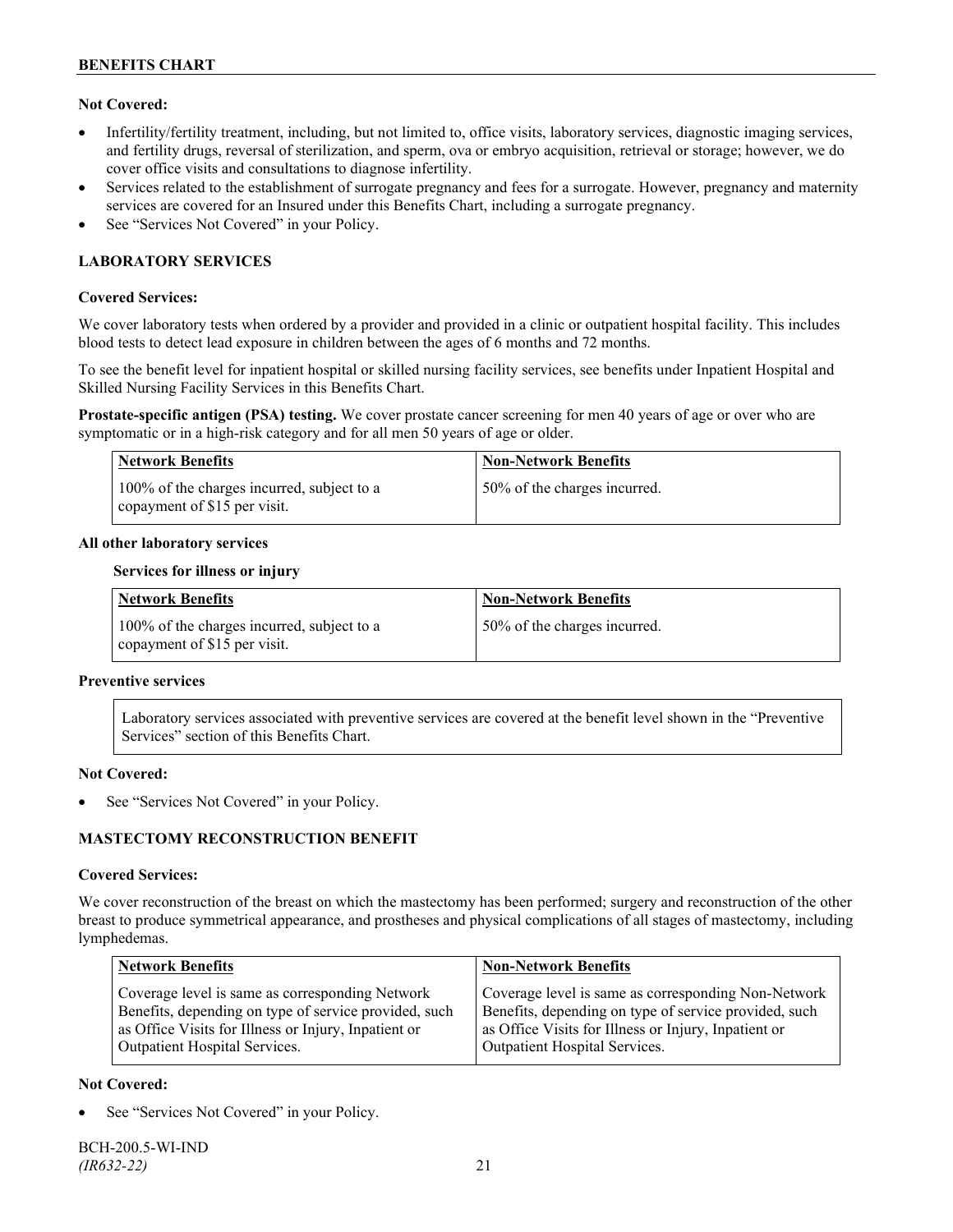**Not Covered:**

- Infertility/fertility treatment, including, but not limited to, office visits, laboratory services, diagnostic imaging services, and fertility drugs, reversal of sterilization, and sperm, ova or embryo acquisition, retrieval or storage; however, we do cover office visits and consultations to diagnose infertility.
- Services related to the establishment of surrogate pregnancy and fees for a surrogate. However, pregnancy and maternity services are covered for an Insured under this Benefits Chart, including a surrogate pregnancy.
- See "Services Not Covered" in your Policy.

## LABORATORY SERVICES

**Covered Services:**

We cover laboratory tests when ordered by a provider and provided in a clinic or outpatient hospital facility. This includes blood tests to detect lead exposure in children between the ages of 6 months and 72 months.

To see the benefit level for inpatient hospital or skilled nursing facility services, see benefits under Inpatient Hospital and Skilled Nursing Facility Services in this Benefits Chart.

**Prostate-specific antigen (PSA) testing.** We cover prostate cancer screening for men 40 years of age or over who are symptomatic or in a high-risk category and for all men 50 years of age or older.

| Network Benefits | Non-Network Benefits |
|---|---|
| 100% of the charges incurred, subject to a copayment of $15 per visit. | 50% of the charges incurred. |

**All other laboratory services**

**Services for illness or injury**

| Network Benefits | Non-Network Benefits |
|---|---|
| 100% of the charges incurred, subject to a copayment of $15 per visit. | 50% of the charges incurred. |

**Preventive services**

Laboratory services associated with preventive services are covered at the benefit level shown in the "Preventive Services" section of this Benefits Chart.

**Not Covered:**

- See "Services Not Covered" in your Policy.

## MASTECTOMY RECONSTRUCTION BENEFIT

**Covered Services:**

We cover reconstruction of the breast on which the mastectomy has been performed; surgery and reconstruction of the other breast to produce symmetrical appearance, and prostheses and physical complications of all stages of mastectomy, including lymphedemas.

| Network Benefits | Non-Network Benefits |
|---|---|
| Coverage level is same as corresponding Network Benefits, depending on type of service provided, such as Office Visits for Illness or Injury, Inpatient or Outpatient Hospital Services. | Coverage level is same as corresponding Non-Network Benefits, depending on type of service provided, such as Office Visits for Illness or Injury, Inpatient or Outpatient Hospital Services. |

**Not Covered:**

- See "Services Not Covered" in your Policy.

BCH-200.5-WI-IND
*(IR632-22)*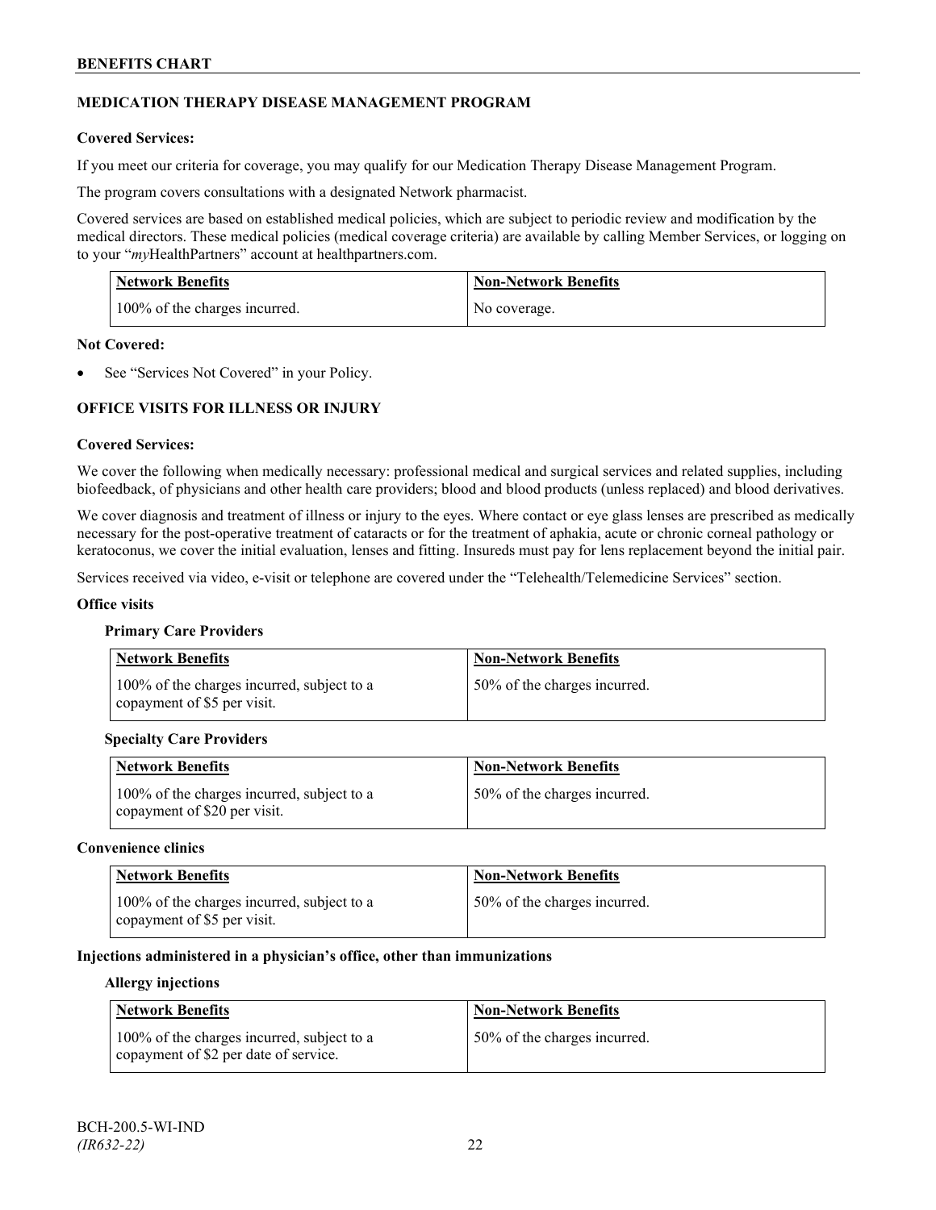## MEDICATION THERAPY DISEASE MANAGEMENT PROGRAM

**Covered Services:**

If you meet our criteria for coverage, you may qualify for our Medication Therapy Disease Management Program.

The program covers consultations with a designated Network pharmacist.

Covered services are based on established medical policies, which are subject to periodic review and modification by the medical directors. These medical policies (medical coverage criteria) are available by calling Member Services, or logging on to your "*my*HealthPartners" account at healthpartners.com.

| Network Benefits | Non-Network Benefits |
|---|---|
| 100% of the charges incurred. | No coverage. |

**Not Covered:**

- See "Services Not Covered" in your Policy.

## OFFICE VISITS FOR ILLNESS OR INJURY

**Covered Services:**

We cover the following when medically necessary: professional medical and surgical services and related supplies, including biofeedback, of physicians and other health care providers; blood and blood products (unless replaced) and blood derivatives.

We cover diagnosis and treatment of illness or injury to the eyes. Where contact or eye glass lenses are prescribed as medically necessary for the post-operative treatment of cataracts or for the treatment of aphakia, acute or chronic corneal pathology or keratoconus, we cover the initial evaluation, lenses and fitting. Insureds must pay for lens replacement beyond the initial pair.

Services received via video, e-visit or telephone are covered under the "Telehealth/Telemedicine Services" section.

**Office visits**

**Primary Care Providers**

| Network Benefits | Non-Network Benefits |
|---|---|
| 100% of the charges incurred, subject to a copayment of $5 per visit. | 50% of the charges incurred. |

**Specialty Care Providers**

| Network Benefits | Non-Network Benefits |
|---|---|
| 100% of the charges incurred, subject to a copayment of $20 per visit. | 50% of the charges incurred. |

**Convenience clinics**

| Network Benefits | Non-Network Benefits |
|---|---|
| 100% of the charges incurred, subject to a copayment of $5 per visit. | 50% of the charges incurred. |

**Injections administered in a physician's office, other than immunizations**

**Allergy injections**

| Network Benefits | Non-Network Benefits |
|---|---|
| 100% of the charges incurred, subject to a copayment of $2 per date of service. | 50% of the charges incurred. |

BCH-200.5-WI-IND
*(IR632-22)*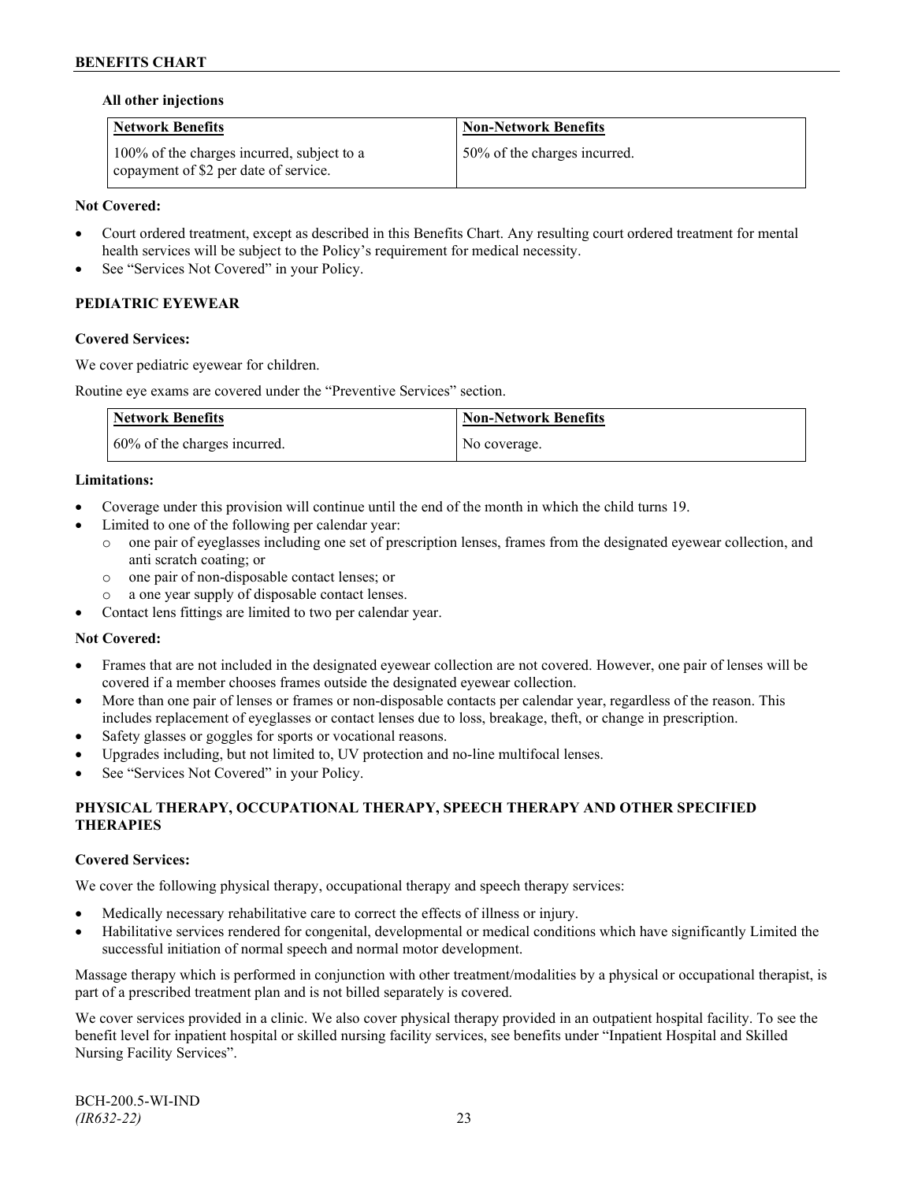**All other injections**

| Network Benefits | Non-Network Benefits |
| --- | --- |
| 100% of the charges incurred, subject to a copayment of $2 per date of service. | 50% of the charges incurred. |

**Not Covered:**

- Court ordered treatment, except as described in this Benefits Chart. Any resulting court ordered treatment for mental health services will be subject to the Policy's requirement for medical necessity.
- See "Services Not Covered" in your Policy.

## PEDIATRIC EYEWEAR

**Covered Services:**

We cover pediatric eyewear for children.

Routine eye exams are covered under the "Preventive Services" section.

| Network Benefits | Non-Network Benefits |
| --- | --- |
| 60% of the charges incurred. | No coverage. |

**Limitations:**

- Coverage under this provision will continue until the end of the month in which the child turns 19.
- Limited to one of the following per calendar year:
  - one pair of eyeglasses including one set of prescription lenses, frames from the designated eyewear collection, and anti scratch coating; or
  - one pair of non-disposable contact lenses; or
  - a one year supply of disposable contact lenses.
- Contact lens fittings are limited to two per calendar year.

**Not Covered:**

- Frames that are not included in the designated eyewear collection are not covered. However, one pair of lenses will be covered if a member chooses frames outside the designated eyewear collection.
- More than one pair of lenses or frames or non-disposable contacts per calendar year, regardless of the reason. This includes replacement of eyeglasses or contact lenses due to loss, breakage, theft, or change in prescription.
- Safety glasses or goggles for sports or vocational reasons.
- Upgrades including, but not limited to, UV protection and no-line multifocal lenses.
- See "Services Not Covered" in your Policy.

## PHYSICAL THERAPY, OCCUPATIONAL THERAPY, SPEECH THERAPY AND OTHER SPECIFIED THERAPIES

**Covered Services:**

We cover the following physical therapy, occupational therapy and speech therapy services:

- Medically necessary rehabilitative care to correct the effects of illness or injury.
- Habilitative services rendered for congenital, developmental or medical conditions which have significantly Limited the successful initiation of normal speech and normal motor development.

Massage therapy which is performed in conjunction with other treatment/modalities by a physical or occupational therapist, is part of a prescribed treatment plan and is not billed separately is covered.

We cover services provided in a clinic. We also cover physical therapy provided in an outpatient hospital facility. To see the benefit level for inpatient hospital or skilled nursing facility services, see benefits under "Inpatient Hospital and Skilled Nursing Facility Services".

BCH-200.5-WI-IND
*(IR632-22)*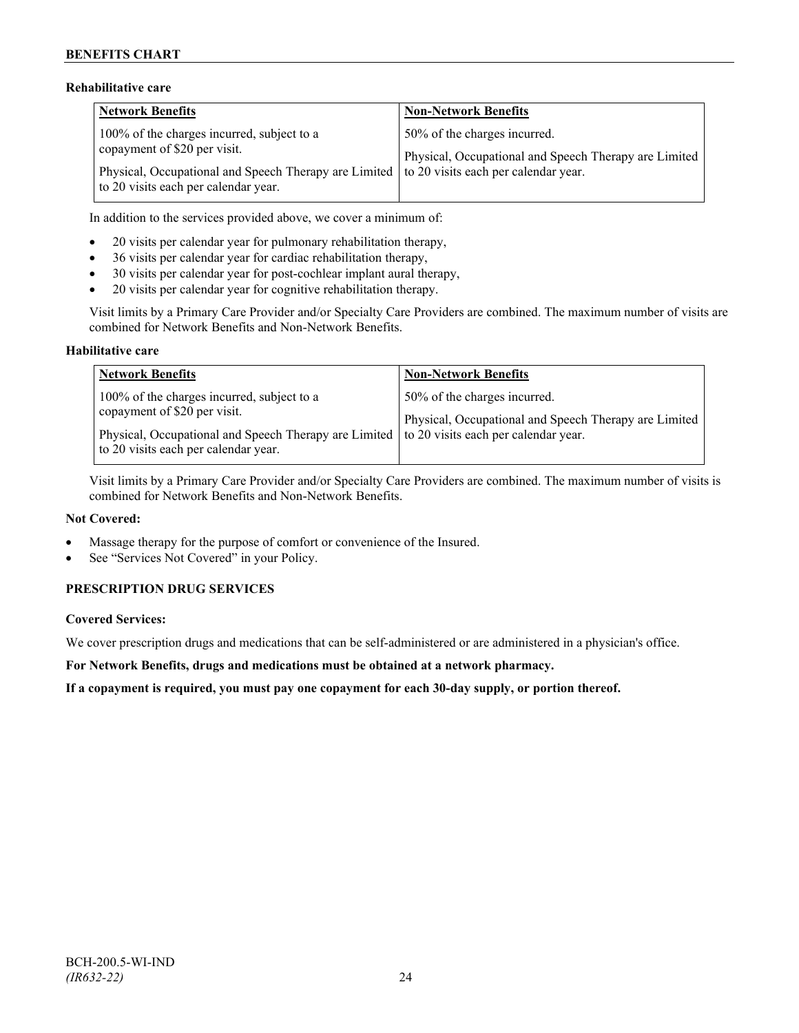**Rehabilitative care**

| Network Benefits | Non-Network Benefits |
|---|---|
| 100% of the charges incurred, subject to a copayment of $20 per visit.<br><br>Physical, Occupational and Speech Therapy are Limited to 20 visits each per calendar year. | 50% of the charges incurred.<br><br>Physical, Occupational and Speech Therapy are Limited to 20 visits each per calendar year. |

In addition to the services provided above, we cover a minimum of:

- 20 visits per calendar year for pulmonary rehabilitation therapy,
- 36 visits per calendar year for cardiac rehabilitation therapy,
- 30 visits per calendar year for post-cochlear implant aural therapy,
- 20 visits per calendar year for cognitive rehabilitation therapy.

Visit limits by a Primary Care Provider and/or Specialty Care Providers are combined. The maximum number of visits are combined for Network Benefits and Non-Network Benefits.

**Habilitative care**

| Network Benefits | Non-Network Benefits |
|---|---|
| 100% of the charges incurred, subject to a copayment of $20 per visit.<br><br>Physical, Occupational and Speech Therapy are Limited to 20 visits each per calendar year. | 50% of the charges incurred.<br><br>Physical, Occupational and Speech Therapy are Limited to 20 visits each per calendar year. |

Visit limits by a Primary Care Provider and/or Specialty Care Providers are combined. The maximum number of visits is combined for Network Benefits and Non-Network Benefits.

**Not Covered:**

- Massage therapy for the purpose of comfort or convenience of the Insured.
- See "Services Not Covered" in your Policy.

## PRESCRIPTION DRUG SERVICES

**Covered Services:**

We cover prescription drugs and medications that can be self-administered or are administered in a physician's office.

**For Network Benefits, drugs and medications must be obtained at a network pharmacy.**

**If a copayment is required, you must pay one copayment for each 30-day supply, or portion thereof.**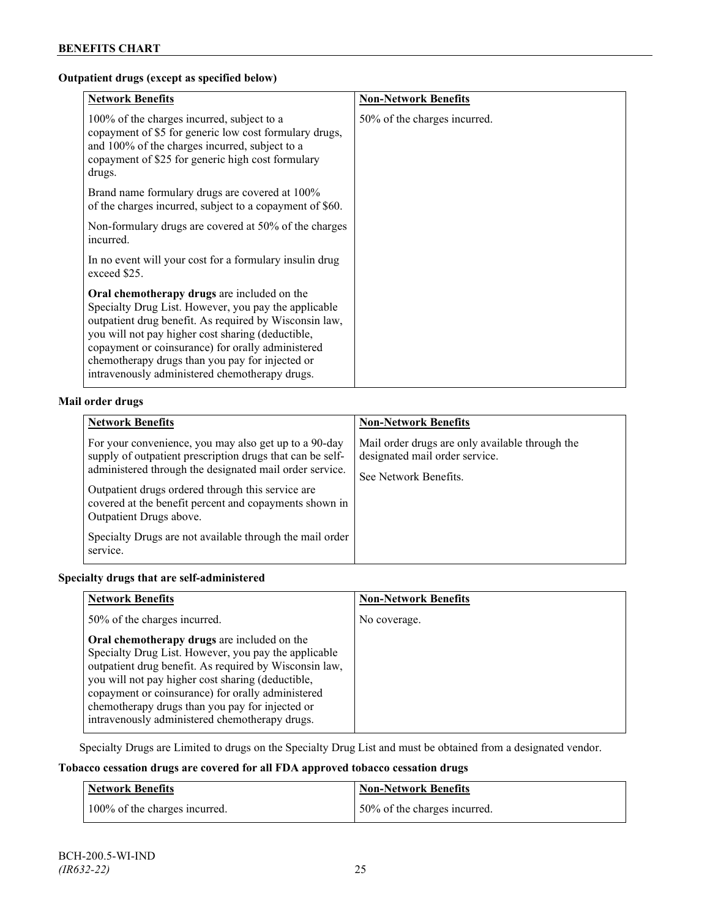**Outpatient drugs (except as specified below)**

| Network Benefits | Non-Network Benefits |
| --- | --- |
| 100% of the charges incurred, subject to a copayment of $5 for generic low cost formulary drugs, and 100% of the charges incurred, subject to a copayment of $25 for generic high cost formulary drugs.<br><br>Brand name formulary drugs are covered at 100% of the charges incurred, subject to a copayment of $60.<br><br>Non-formulary drugs are covered at 50% of the charges incurred.<br><br>In no event will your cost for a formulary insulin drug exceed $25.<br><br>**Oral chemotherapy drugs** are included on the Specialty Drug List. However, you pay the applicable outpatient drug benefit. As required by Wisconsin law, you will not pay higher cost sharing (deductible, copayment or coinsurance) for orally administered chemotherapy drugs than you pay for injected or intravenously administered chemotherapy drugs. | 50% of the charges incurred. |

**Mail order drugs**

| Network Benefits | Non-Network Benefits |
| --- | --- |
| For your convenience, you may also get up to a 90-day supply of outpatient prescription drugs that can be self-administered through the designated mail order service.<br><br>Outpatient drugs ordered through this service are covered at the benefit percent and copayments shown in Outpatient Drugs above.<br><br>Specialty Drugs are not available through the mail order service. | Mail order drugs are only available through the designated mail order service.<br><br>See Network Benefits. |

**Specialty drugs that are self-administered**

| Network Benefits | Non-Network Benefits |
| --- | --- |
| 50% of the charges incurred.<br><br>**Oral chemotherapy drugs** are included on the Specialty Drug List. However, you pay the applicable outpatient drug benefit. As required by Wisconsin law, you will not pay higher cost sharing (deductible, copayment or coinsurance) for orally administered chemotherapy drugs than you pay for injected or intravenously administered chemotherapy drugs. | No coverage. |

Specialty Drugs are Limited to drugs on the Specialty Drug List and must be obtained from a designated vendor.

**Tobacco cessation drugs are covered for all FDA approved tobacco cessation drugs**

| Network Benefits | Non-Network Benefits |
| --- | --- |
| 100% of the charges incurred. | 50% of the charges incurred. |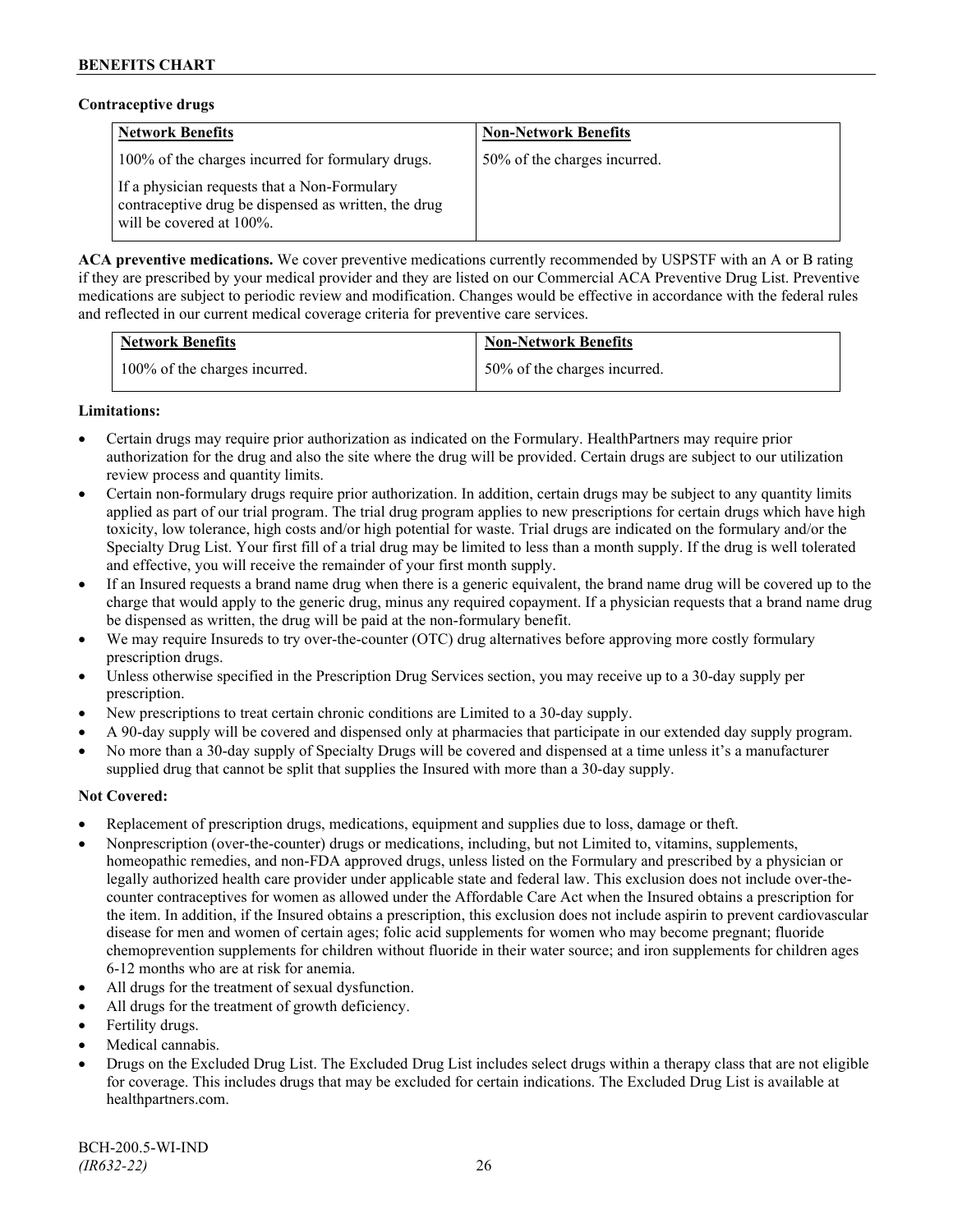**Contraceptive drugs**

| Network Benefits | Non-Network Benefits |
|---|---|
| 100% of the charges incurred for formulary drugs.<br><br>If a physician requests that a Non-Formulary contraceptive drug be dispensed as written, the drug will be covered at 100%. | 50% of the charges incurred. |

**ACA preventive medications.** We cover preventive medications currently recommended by USPSTF with an A or B rating if they are prescribed by your medical provider and they are listed on our Commercial ACA Preventive Drug List. Preventive medications are subject to periodic review and modification. Changes would be effective in accordance with the federal rules and reflected in our current medical coverage criteria for preventive care services.

| Network Benefits | Non-Network Benefits |
|---|---|
| 100% of the charges incurred. | 50% of the charges incurred. |

**Limitations:**

- Certain drugs may require prior authorization as indicated on the Formulary. HealthPartners may require prior authorization for the drug and also the site where the drug will be provided. Certain drugs are subject to our utilization review process and quantity limits.
- Certain non-formulary drugs require prior authorization. In addition, certain drugs may be subject to any quantity limits applied as part of our trial program. The trial drug program applies to new prescriptions for certain drugs which have high toxicity, low tolerance, high costs and/or high potential for waste. Trial drugs are indicated on the formulary and/or the Specialty Drug List. Your first fill of a trial drug may be limited to less than a month supply. If the drug is well tolerated and effective, you will receive the remainder of your first month supply.
- If an Insured requests a brand name drug when there is a generic equivalent, the brand name drug will be covered up to the charge that would apply to the generic drug, minus any required copayment. If a physician requests that a brand name drug be dispensed as written, the drug will be paid at the non-formulary benefit.
- We may require Insureds to try over-the-counter (OTC) drug alternatives before approving more costly formulary prescription drugs.
- Unless otherwise specified in the Prescription Drug Services section, you may receive up to a 30-day supply per prescription.
- New prescriptions to treat certain chronic conditions are Limited to a 30-day supply.
- A 90-day supply will be covered and dispensed only at pharmacies that participate in our extended day supply program.
- No more than a 30-day supply of Specialty Drugs will be covered and dispensed at a time unless it's a manufacturer supplied drug that cannot be split that supplies the Insured with more than a 30-day supply.

**Not Covered:**

- Replacement of prescription drugs, medications, equipment and supplies due to loss, damage or theft.
- Nonprescription (over-the-counter) drugs or medications, including, but not Limited to, vitamins, supplements, homeopathic remedies, and non-FDA approved drugs, unless listed on the Formulary and prescribed by a physician or legally authorized health care provider under applicable state and federal law. This exclusion does not include over-the-counter contraceptives for women as allowed under the Affordable Care Act when the Insured obtains a prescription for the item. In addition, if the Insured obtains a prescription, this exclusion does not include aspirin to prevent cardiovascular disease for men and women of certain ages; folic acid supplements for women who may become pregnant; fluoride chemoprevention supplements for children without fluoride in their water source; and iron supplements for children ages 6-12 months who are at risk for anemia.
- All drugs for the treatment of sexual dysfunction.
- All drugs for the treatment of growth deficiency.
- Fertility drugs.
- Medical cannabis.
- Drugs on the Excluded Drug List. The Excluded Drug List includes select drugs within a therapy class that are not eligible for coverage. This includes drugs that may be excluded for certain indications. The Excluded Drug List is available at healthpartners.com.

BCH-200.5-WI-IND
*(IR632-22)*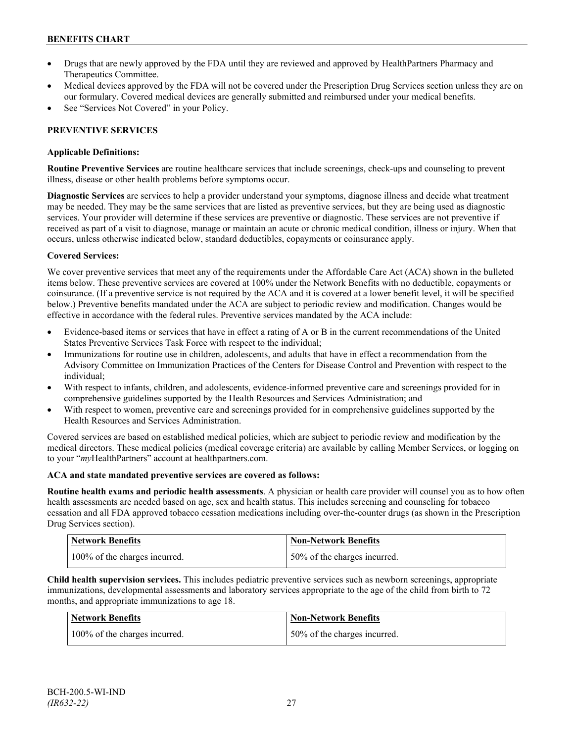- Drugs that are newly approved by the FDA until they are reviewed and approved by HealthPartners Pharmacy and Therapeutics Committee.
- Medical devices approved by the FDA will not be covered under the Prescription Drug Services section unless they are on our formulary. Covered medical devices are generally submitted and reimbursed under your medical benefits.
- See "Services Not Covered" in your Policy.

## PREVENTIVE SERVICES

### Applicable Definitions:

**Routine Preventive Services** are routine healthcare services that include screenings, check-ups and counseling to prevent illness, disease or other health problems before symptoms occur.

**Diagnostic Services** are services to help a provider understand your symptoms, diagnose illness and decide what treatment may be needed. They may be the same services that are listed as preventive services, but they are being used as diagnostic services. Your provider will determine if these services are preventive or diagnostic. These services are not preventive if received as part of a visit to diagnose, manage or maintain an acute or chronic medical condition, illness or injury. When that occurs, unless otherwise indicated below, standard deductibles, copayments or coinsurance apply.

### Covered Services:

We cover preventive services that meet any of the requirements under the Affordable Care Act (ACA) shown in the bulleted items below. These preventive services are covered at 100% under the Network Benefits with no deductible, copayments or coinsurance. (If a preventive service is not required by the ACA and it is covered at a lower benefit level, it will be specified below.) Preventive benefits mandated under the ACA are subject to periodic review and modification. Changes would be effective in accordance with the federal rules. Preventive services mandated by the ACA include:

- Evidence-based items or services that have in effect a rating of A or B in the current recommendations of the United States Preventive Services Task Force with respect to the individual;
- Immunizations for routine use in children, adolescents, and adults that have in effect a recommendation from the Advisory Committee on Immunization Practices of the Centers for Disease Control and Prevention with respect to the individual;
- With respect to infants, children, and adolescents, evidence-informed preventive care and screenings provided for in comprehensive guidelines supported by the Health Resources and Services Administration; and
- With respect to women, preventive care and screenings provided for in comprehensive guidelines supported by the Health Resources and Services Administration.

Covered services are based on established medical policies, which are subject to periodic review and modification by the medical directors. These medical policies (medical coverage criteria) are available by calling Member Services, or logging on to your "*my*HealthPartners" account at healthpartners.com.

**ACA and state mandated preventive services are covered as follows:**

**Routine health exams and periodic health assessments**. A physician or health care provider will counsel you as to how often health assessments are needed based on age, sex and health status. This includes screening and counseling for tobacco cessation and all FDA approved tobacco cessation medications including over-the-counter drugs (as shown in the Prescription Drug Services section).

| Network Benefits | Non-Network Benefits |
|---|---|
| 100% of the charges incurred. | 50% of the charges incurred. |

**Child health supervision services.** This includes pediatric preventive services such as newborn screenings, appropriate immunizations, developmental assessments and laboratory services appropriate to the age of the child from birth to 72 months, and appropriate immunizations to age 18.

| Network Benefits | Non-Network Benefits |
|---|---|
| 100% of the charges incurred. | 50% of the charges incurred. |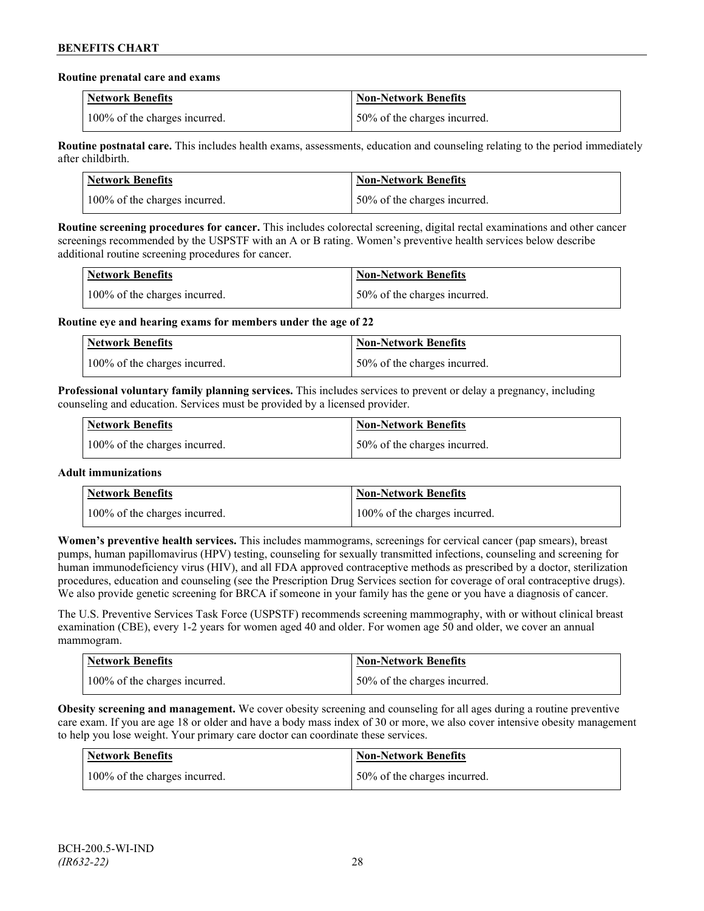**Routine prenatal care and exams**

| Network Benefits | Non-Network Benefits |
| --- | --- |
| 100% of the charges incurred. | 50% of the charges incurred. |

**Routine postnatal care.** This includes health exams, assessments, education and counseling relating to the period immediately after childbirth.

| Network Benefits | Non-Network Benefits |
| --- | --- |
| 100% of the charges incurred. | 50% of the charges incurred. |

**Routine screening procedures for cancer.** This includes colorectal screening, digital rectal examinations and other cancer screenings recommended by the USPSTF with an A or B rating. Women's preventive health services below describe additional routine screening procedures for cancer.

| Network Benefits | Non-Network Benefits |
| --- | --- |
| 100% of the charges incurred. | 50% of the charges incurred. |

**Routine eye and hearing exams for members under the age of 22**

| Network Benefits | Non-Network Benefits |
| --- | --- |
| 100% of the charges incurred. | 50% of the charges incurred. |

**Professional voluntary family planning services.** This includes services to prevent or delay a pregnancy, including counseling and education. Services must be provided by a licensed provider.

| Network Benefits | Non-Network Benefits |
| --- | --- |
| 100% of the charges incurred. | 50% of the charges incurred. |

**Adult immunizations**

| Network Benefits | Non-Network Benefits |
| --- | --- |
| 100% of the charges incurred. | 100% of the charges incurred. |

**Women's preventive health services.** This includes mammograms, screenings for cervical cancer (pap smears), breast pumps, human papillomavirus (HPV) testing, counseling for sexually transmitted infections, counseling and screening for human immunodeficiency virus (HIV), and all FDA approved contraceptive methods as prescribed by a doctor, sterilization procedures, education and counseling (see the Prescription Drug Services section for coverage of oral contraceptive drugs). We also provide genetic screening for BRCA if someone in your family has the gene or you have a diagnosis of cancer.

The U.S. Preventive Services Task Force (USPSTF) recommends screening mammography, with or without clinical breast examination (CBE), every 1-2 years for women aged 40 and older. For women age 50 and older, we cover an annual mammogram.

| Network Benefits | Non-Network Benefits |
| --- | --- |
| 100% of the charges incurred. | 50% of the charges incurred. |

**Obesity screening and management.** We cover obesity screening and counseling for all ages during a routine preventive care exam. If you are age 18 or older and have a body mass index of 30 or more, we also cover intensive obesity management to help you lose weight. Your primary care doctor can coordinate these services.

| Network Benefits | Non-Network Benefits |
| --- | --- |
| 100% of the charges incurred. | 50% of the charges incurred. |

BCH-200.5-WI-IND
*(IR632-22)*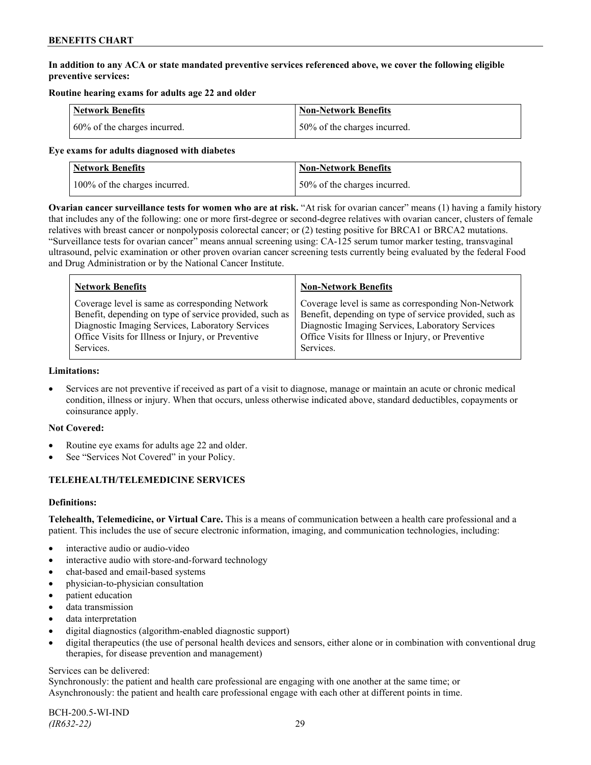**In addition to any ACA or state mandated preventive services referenced above, we cover the following eligible preventive services:**

**Routine hearing exams for adults age 22 and older**

| Network Benefits | Non-Network Benefits |
|---|---|
| 60% of the charges incurred. | 50% of the charges incurred. |

**Eye exams for adults diagnosed with diabetes**

| Network Benefits | Non-Network Benefits |
|---|---|
| 100% of the charges incurred. | 50% of the charges incurred. |

**Ovarian cancer surveillance tests for women who are at risk.** "At risk for ovarian cancer" means (1) having a family history that includes any of the following: one or more first-degree or second-degree relatives with ovarian cancer, clusters of female relatives with breast cancer or nonpolyposis colorectal cancer; or (2) testing positive for BRCA1 or BRCA2 mutations. "Surveillance tests for ovarian cancer" means annual screening using: CA-125 serum tumor marker testing, transvaginal ultrasound, pelvic examination or other proven ovarian cancer screening tests currently being evaluated by the federal Food and Drug Administration or by the National Cancer Institute.

| Network Benefits | Non-Network Benefits |
|---|---|
| Coverage level is same as corresponding Network Benefit, depending on type of service provided, such as Diagnostic Imaging Services, Laboratory Services Office Visits for Illness or Injury, or Preventive Services. | Coverage level is same as corresponding Non-Network Benefit, depending on type of service provided, such as Diagnostic Imaging Services, Laboratory Services Office Visits for Illness or Injury, or Preventive Services. |

**Limitations:**

- Services are not preventive if received as part of a visit to diagnose, manage or maintain an acute or chronic medical condition, illness or injury. When that occurs, unless otherwise indicated above, standard deductibles, copayments or coinsurance apply.

**Not Covered:**

- Routine eye exams for adults age 22 and older.
- See "Services Not Covered" in your Policy.

## TELEHEALTH/TELEMEDICINE SERVICES

**Definitions:**

**Telehealth, Telemedicine, or Virtual Care.** This is a means of communication between a health care professional and a patient. This includes the use of secure electronic information, imaging, and communication technologies, including:

- interactive audio or audio-video
- interactive audio with store-and-forward technology
- chat-based and email-based systems
- physician-to-physician consultation
- patient education
- data transmission
- data interpretation
- digital diagnostics (algorithm-enabled diagnostic support)
- digital therapeutics (the use of personal health devices and sensors, either alone or in combination with conventional drug therapies, for disease prevention and management)

Services can be delivered:
Synchronously: the patient and health care professional are engaging with one another at the same time; or
Asynchronously: the patient and health care professional engage with each other at different points in time.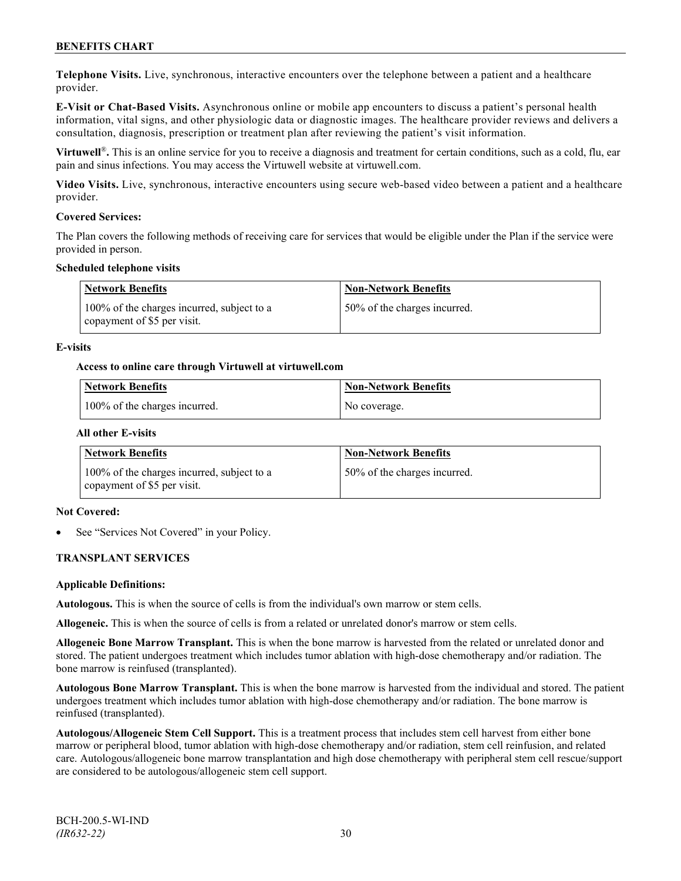**Telephone Visits.** Live, synchronous, interactive encounters over the telephone between a patient and a healthcare provider.

**E-Visit or Chat-Based Visits.** Asynchronous online or mobile app encounters to discuss a patient's personal health information, vital signs, and other physiologic data or diagnostic images. The healthcare provider reviews and delivers a consultation, diagnosis, prescription or treatment plan after reviewing the patient's visit information.

**Virtuwell®.** This is an online service for you to receive a diagnosis and treatment for certain conditions, such as a cold, flu, ear pain and sinus infections. You may access the Virtuwell website at virtuwell.com.

**Video Visits.** Live, synchronous, interactive encounters using secure web-based video between a patient and a healthcare provider.

**Covered Services:**

The Plan covers the following methods of receiving care for services that would be eligible under the Plan if the service were provided in person.

**Scheduled telephone visits**

| Network Benefits | Non-Network Benefits |
|---|---|
| 100% of the charges incurred, subject to a copayment of $5 per visit. | 50% of the charges incurred. |

**E-visits**

**Access to online care through Virtuwell at virtuwell.com**

| Network Benefits | Non-Network Benefits |
|---|---|
| 100% of the charges incurred. | No coverage. |

**All other E-visits**

| Network Benefits | Non-Network Benefits |
|---|---|
| 100% of the charges incurred, subject to a copayment of $5 per visit. | 50% of the charges incurred. |

**Not Covered:**

- See "Services Not Covered" in your Policy.

**TRANSPLANT SERVICES**

**Applicable Definitions:**

**Autologous.** This is when the source of cells is from the individual's own marrow or stem cells.

**Allogeneic.** This is when the source of cells is from a related or unrelated donor's marrow or stem cells.

**Allogeneic Bone Marrow Transplant.** This is when the bone marrow is harvested from the related or unrelated donor and stored. The patient undergoes treatment which includes tumor ablation with high-dose chemotherapy and/or radiation. The bone marrow is reinfused (transplanted).

**Autologous Bone Marrow Transplant.** This is when the bone marrow is harvested from the individual and stored. The patient undergoes treatment which includes tumor ablation with high-dose chemotherapy and/or radiation. The bone marrow is reinfused (transplanted).

**Autologous/Allogeneic Stem Cell Support.** This is a treatment process that includes stem cell harvest from either bone marrow or peripheral blood, tumor ablation with high-dose chemotherapy and/or radiation, stem cell reinfusion, and related care. Autologous/allogeneic bone marrow transplantation and high dose chemotherapy with peripheral stem cell rescue/support are considered to be autologous/allogeneic stem cell support.

BCH-200.5-WI-IND
*(IR632-22)*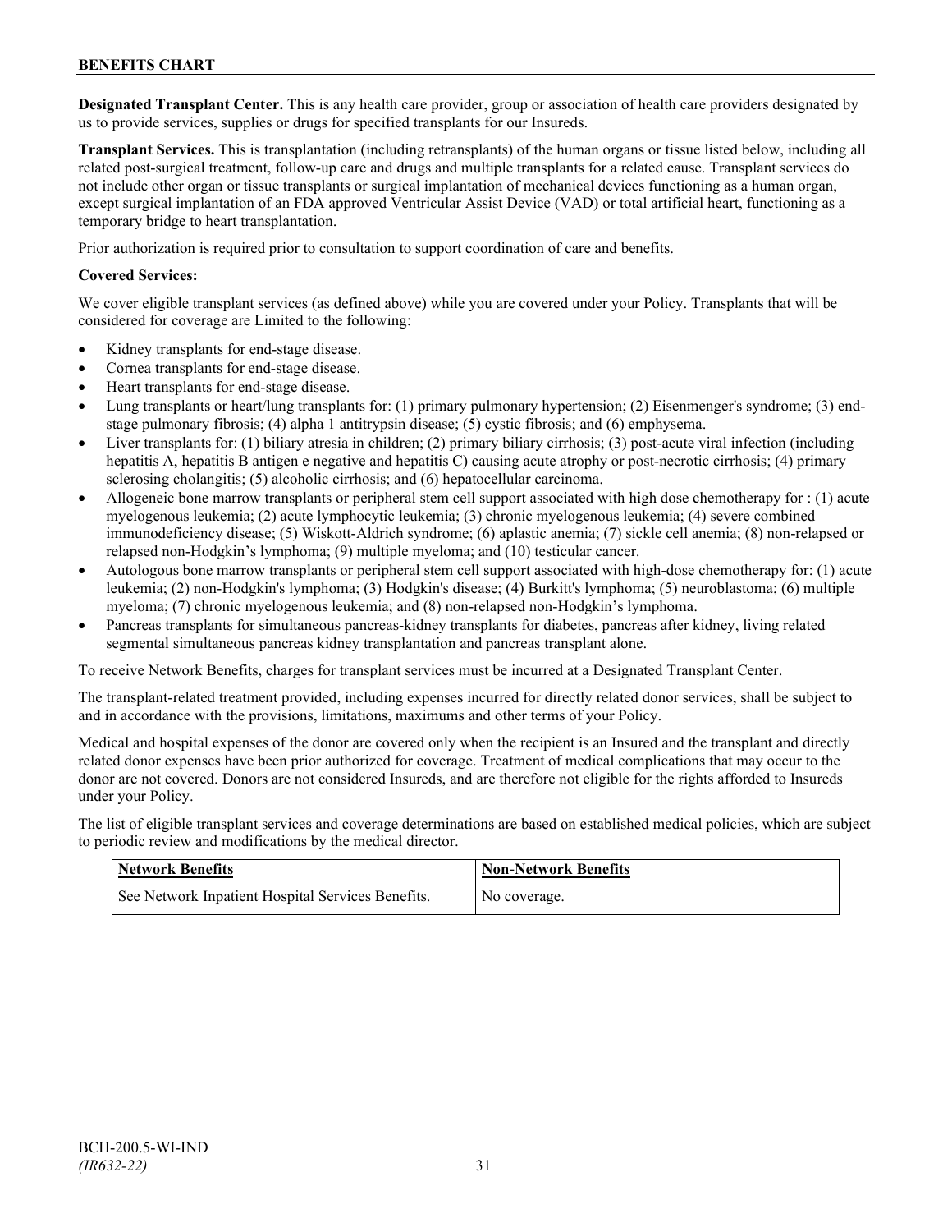**Designated Transplant Center.** This is any health care provider, group or association of health care providers designated by us to provide services, supplies or drugs for specified transplants for our Insureds.

**Transplant Services.** This is transplantation (including retransplants) of the human organs or tissue listed below, including all related post-surgical treatment, follow-up care and drugs and multiple transplants for a related cause. Transplant services do not include other organ or tissue transplants or surgical implantation of mechanical devices functioning as a human organ, except surgical implantation of an FDA approved Ventricular Assist Device (VAD) or total artificial heart, functioning as a temporary bridge to heart transplantation.

Prior authorization is required prior to consultation to support coordination of care and benefits.

**Covered Services:**

We cover eligible transplant services (as defined above) while you are covered under your Policy. Transplants that will be considered for coverage are Limited to the following:

- Kidney transplants for end-stage disease.
- Cornea transplants for end-stage disease.
- Heart transplants for end-stage disease.
- Lung transplants or heart/lung transplants for: (1) primary pulmonary hypertension; (2) Eisenmenger's syndrome; (3) end-stage pulmonary fibrosis; (4) alpha 1 antitrypsin disease; (5) cystic fibrosis; and (6) emphysema.
- Liver transplants for: (1) biliary atresia in children; (2) primary biliary cirrhosis; (3) post-acute viral infection (including hepatitis A, hepatitis B antigen e negative and hepatitis C) causing acute atrophy or post-necrotic cirrhosis; (4) primary sclerosing cholangitis; (5) alcoholic cirrhosis; and (6) hepatocellular carcinoma.
- Allogeneic bone marrow transplants or peripheral stem cell support associated with high dose chemotherapy for : (1) acute myelogenous leukemia; (2) acute lymphocytic leukemia; (3) chronic myelogenous leukemia; (4) severe combined immunodeficiency disease; (5) Wiskott-Aldrich syndrome; (6) aplastic anemia; (7) sickle cell anemia; (8) non-relapsed or relapsed non-Hodgkin's lymphoma; (9) multiple myeloma; and (10) testicular cancer.
- Autologous bone marrow transplants or peripheral stem cell support associated with high-dose chemotherapy for: (1) acute leukemia; (2) non-Hodgkin's lymphoma; (3) Hodgkin's disease; (4) Burkitt's lymphoma; (5) neuroblastoma; (6) multiple myeloma; (7) chronic myelogenous leukemia; and (8) non-relapsed non-Hodgkin's lymphoma.
- Pancreas transplants for simultaneous pancreas-kidney transplants for diabetes, pancreas after kidney, living related segmental simultaneous pancreas kidney transplantation and pancreas transplant alone.

To receive Network Benefits, charges for transplant services must be incurred at a Designated Transplant Center.

The transplant-related treatment provided, including expenses incurred for directly related donor services, shall be subject to and in accordance with the provisions, limitations, maximums and other terms of your Policy.

Medical and hospital expenses of the donor are covered only when the recipient is an Insured and the transplant and directly related donor expenses have been prior authorized for coverage. Treatment of medical complications that may occur to the donor are not covered. Donors are not considered Insureds, and are therefore not eligible for the rights afforded to Insureds under your Policy.

The list of eligible transplant services and coverage determinations are based on established medical policies, which are subject to periodic review and modifications by the medical director.

| Network Benefits | Non-Network Benefits |
| --- | --- |
| See Network Inpatient Hospital Services Benefits. | No coverage. |

BCH-200.5-WI-IND
*(IR632-22)*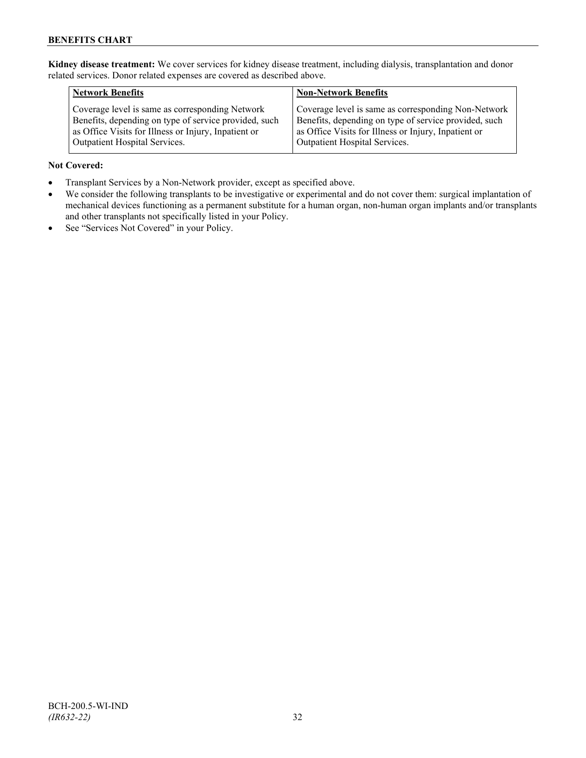**Kidney disease treatment:** We cover services for kidney disease treatment, including dialysis, transplantation and donor related services. Donor related expenses are covered as described above.

| Network Benefits | Non-Network Benefits |
|---|---|
| Coverage level is same as corresponding Network Benefits, depending on type of service provided, such as Office Visits for Illness or Injury, Inpatient or Outpatient Hospital Services. | Coverage level is same as corresponding Non-Network Benefits, depending on type of service provided, such as Office Visits for Illness or Injury, Inpatient or Outpatient Hospital Services. |

**Not Covered:**

- Transplant Services by a Non-Network provider, except as specified above.
- We consider the following transplants to be investigative or experimental and do not cover them: surgical implantation of mechanical devices functioning as a permanent substitute for a human organ, non-human organ implants and/or transplants and other transplants not specifically listed in your Policy.
- See "Services Not Covered" in your Policy.